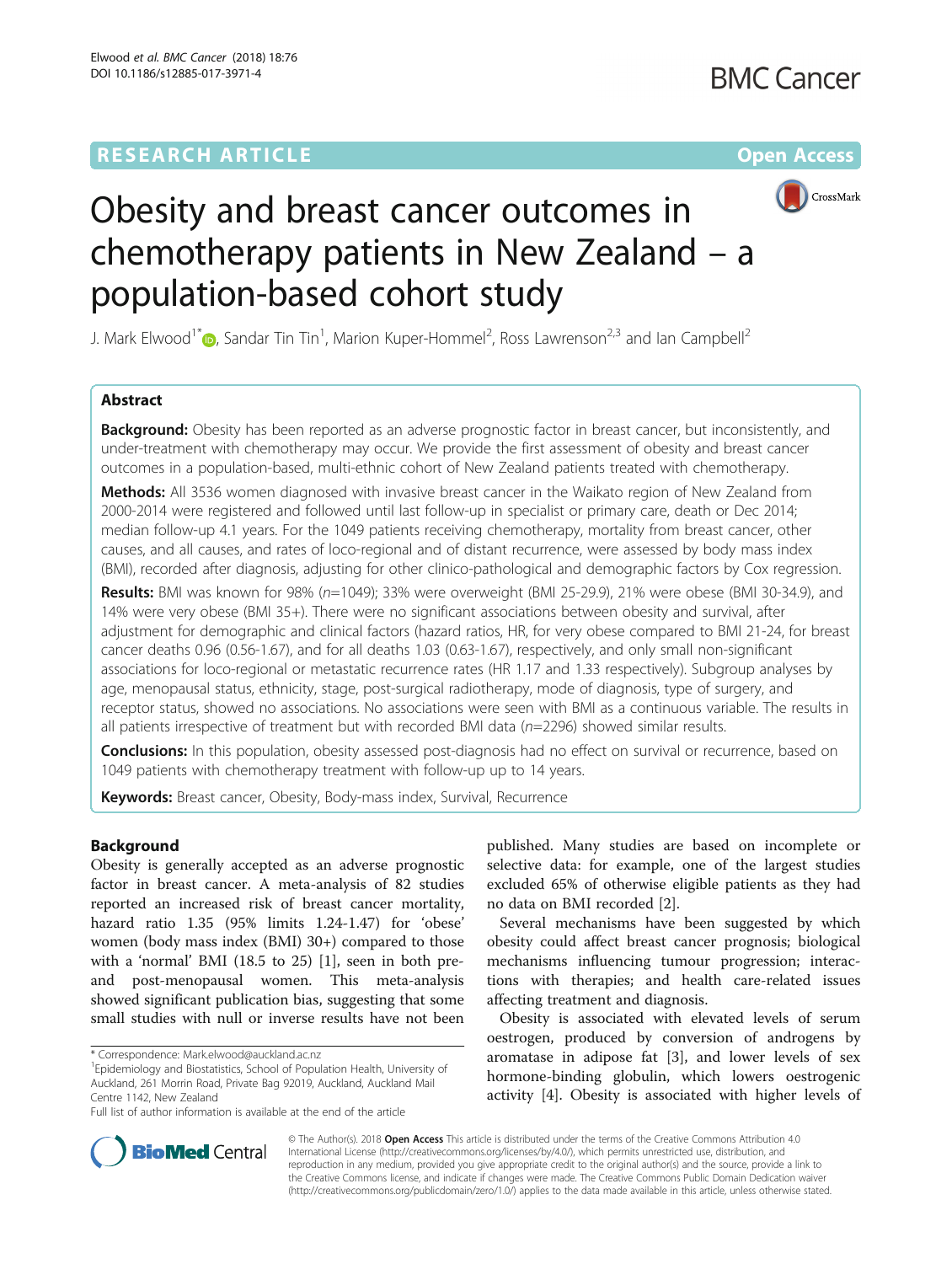RESEARCH ARTICLE

Open Access

# Obesity and breast cancer outcomes in chemotherapy patients in New Zealand – a population-based cohort study

J. Mark Elwood[1*], Sandar Tin Tin[1], Marion Kuper-Hommel[2], Ross Lawrenson[2,3] and Ian Campbell[2]

## Abstract

**Background:** Obesity has been reported as an adverse prognostic factor in breast cancer, but inconsistently, and under-treatment with chemotherapy may occur. We provide the first assessment of obesity and breast cancer outcomes in a population-based, multi-ethnic cohort of New Zealand patients treated with chemotherapy.

**Methods:** All 3536 women diagnosed with invasive breast cancer in the Waikato region of New Zealand from 2000-2014 were registered and followed until last follow-up in specialist or primary care, death or Dec 2014; median follow-up 4.1 years. For the 1049 patients receiving chemotherapy, mortality from breast cancer, other causes, and all causes, and rates of loco-regional and of distant recurrence, were assessed by body mass index (BMI), recorded after diagnosis, adjusting for other clinico-pathological and demographic factors by Cox regression.

**Results:** BMI was known for 98% (*n*=1049); 33% were overweight (BMI 25-29.9), 21% were obese (BMI 30-34.9), and 14% were very obese (BMI 35+). There were no significant associations between obesity and survival, after adjustment for demographic and clinical factors (hazard ratios, HR, for very obese compared to BMI 21-24, for breast cancer deaths 0.96 (0.56-1.67), and for all deaths 1.03 (0.63-1.67), respectively, and only small non-significant associations for loco-regional or metastatic recurrence rates (HR 1.17 and 1.33 respectively). Subgroup analyses by age, menopausal status, ethnicity, stage, post-surgical radiotherapy, mode of diagnosis, type of surgery, and receptor status, showed no associations. No associations were seen with BMI as a continuous variable. The results in all patients irrespective of treatment but with recorded BMI data (*n*=2296) showed similar results.

**Conclusions:** In this population, obesity assessed post-diagnosis had no effect on survival or recurrence, based on 1049 patients with chemotherapy treatment with follow-up up to 14 years.

**Keywords:** Breast cancer, Obesity, Body-mass index, Survival, Recurrence

## Background

Obesity is generally accepted as an adverse prognostic factor in breast cancer. A meta-analysis of 82 studies reported an increased risk of breast cancer mortality, hazard ratio 1.35 (95% limits 1.24-1.47) for 'obese' women (body mass index (BMI) 30+) compared to those with a 'normal' BMI (18.5 to 25) [1], seen in both pre- and post-menopausal women. This meta-analysis showed significant publication bias, suggesting that some small studies with null or inverse results have not been published. Many studies are based on incomplete or selective data: for example, one of the largest studies excluded 65% of otherwise eligible patients as they had no data on BMI recorded [2].

Several mechanisms have been suggested by which obesity could affect breast cancer prognosis; biological mechanisms influencing tumour progression; interactions with therapies; and health care-related issues affecting treatment and diagnosis.

Obesity is associated with elevated levels of serum oestrogen, produced by conversion of androgens by aromatase in adipose fat [3], and lower levels of sex hormone-binding globulin, which lowers oestrogenic activity [4]. Obesity is associated with higher levels of

\* Correspondence: Mark.elwood@auckland.ac.nz
[1]Epidemiology and Biostatistics, School of Population Health, University of Auckland, 261 Morrin Road, Private Bag 92019, Auckland, Auckland Mail Centre 1142, New Zealand
Full list of author information is available at the end of the article

© The Author(s). 2018 **Open Access** This article is distributed under the terms of the Creative Commons Attribution 4.0 International License (http://creativecommons.org/licenses/by/4.0/), which permits unrestricted use, distribution, and reproduction in any medium, provided you give appropriate credit to the original author(s) and the source, provide a link to the Creative Commons license, and indicate if changes were made. The Creative Commons Public Domain Dedication waiver (http://creativecommons.org/publicdomain/zero/1.0/) applies to the data made available in this article, unless otherwise stated.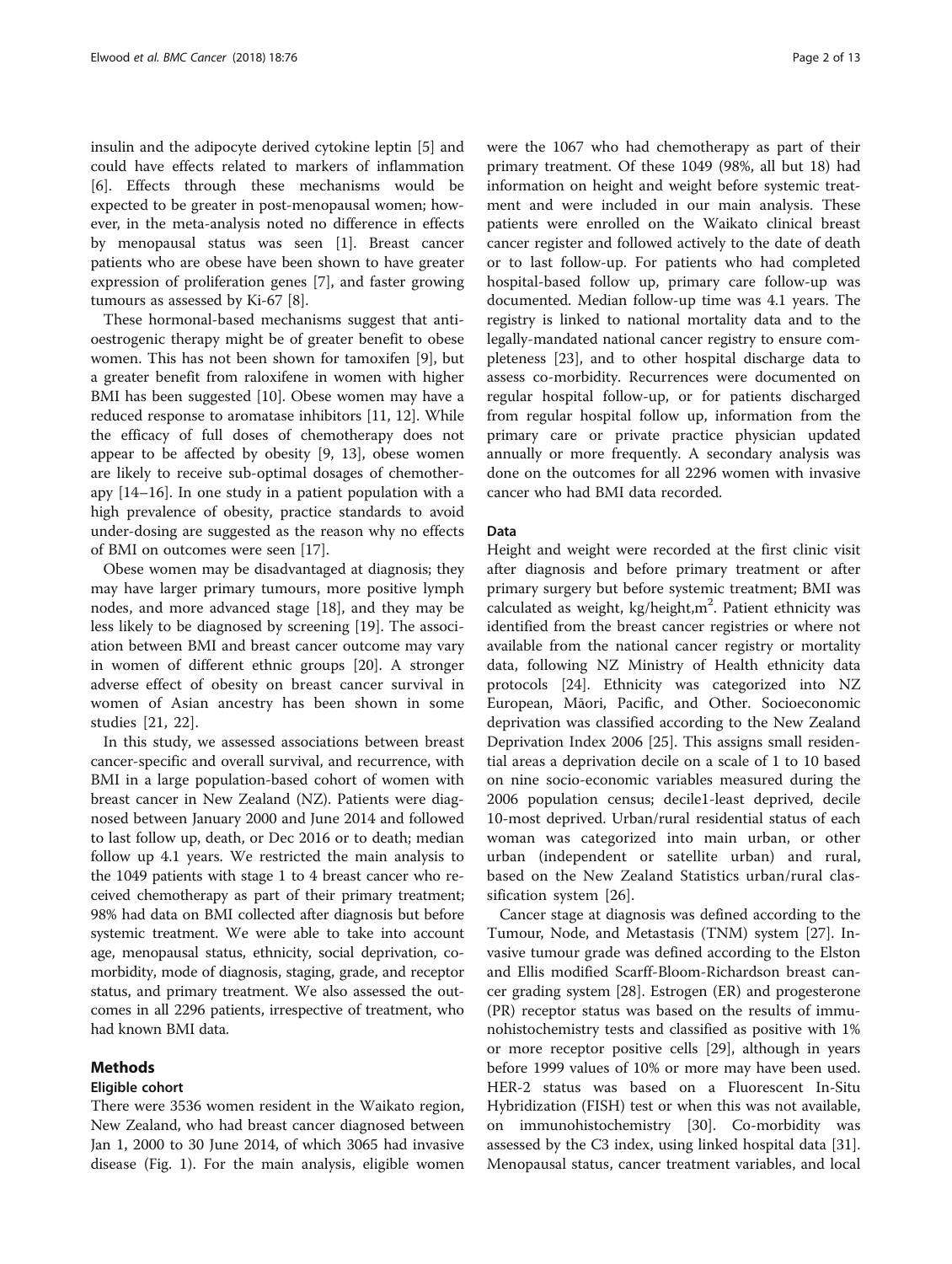insulin and the adipocyte derived cytokine leptin [5] and could have effects related to markers of inflammation [6]. Effects through these mechanisms would be expected to be greater in post-menopausal women; however, in the meta-analysis noted no difference in effects by menopausal status was seen [1]. Breast cancer patients who are obese have been shown to have greater expression of proliferation genes [7], and faster growing tumours as assessed by Ki-67 [8].

These hormonal-based mechanisms suggest that anti-oestrogenic therapy might be of greater benefit to obese women. This has not been shown for tamoxifen [9], but a greater benefit from raloxifene in women with higher BMI has been suggested [10]. Obese women may have a reduced response to aromatase inhibitors [11, 12]. While the efficacy of full doses of chemotherapy does not appear to be affected by obesity [9, 13], obese women are likely to receive sub-optimal dosages of chemotherapy [14–16]. In one study in a patient population with a high prevalence of obesity, practice standards to avoid under-dosing are suggested as the reason why no effects of BMI on outcomes were seen [17].

Obese women may be disadvantaged at diagnosis; they may have larger primary tumours, more positive lymph nodes, and more advanced stage [18], and they may be less likely to be diagnosed by screening [19]. The association between BMI and breast cancer outcome may vary in women of different ethnic groups [20]. A stronger adverse effect of obesity on breast cancer survival in women of Asian ancestry has been shown in some studies [21, 22].

In this study, we assessed associations between breast cancer-specific and overall survival, and recurrence, with BMI in a large population-based cohort of women with breast cancer in New Zealand (NZ). Patients were diagnosed between January 2000 and June 2014 and followed to last follow up, death, or Dec 2016 or to death; median follow up 4.1 years. We restricted the main analysis to the 1049 patients with stage 1 to 4 breast cancer who received chemotherapy as part of their primary treatment; 98% had data on BMI collected after diagnosis but before systemic treatment. We were able to take into account age, menopausal status, ethnicity, social deprivation, co-morbidity, mode of diagnosis, staging, grade, and receptor status, and primary treatment. We also assessed the outcomes in all 2296 patients, irrespective of treatment, who had known BMI data.

## Methods

### Eligible cohort

There were 3536 women resident in the Waikato region, New Zealand, who had breast cancer diagnosed between Jan 1, 2000 to 30 June 2014, of which 3065 had invasive disease (Fig. 1). For the main analysis, eligible women were the 1067 who had chemotherapy as part of their primary treatment. Of these 1049 (98%, all but 18) had information on height and weight before systemic treatment and were included in our main analysis. These patients were enrolled on the Waikato clinical breast cancer register and followed actively to the date of death or to last follow-up. For patients who had completed hospital-based follow up, primary care follow-up was documented. Median follow-up time was 4.1 years. The registry is linked to national mortality data and to the legally-mandated national cancer registry to ensure completeness [23], and to other hospital discharge data to assess co-morbidity. Recurrences were documented on regular hospital follow-up, or for patients discharged from regular hospital follow up, information from the primary care or private practice physician updated annually or more frequently. A secondary analysis was done on the outcomes for all 2296 women with invasive cancer who had BMI data recorded.

### Data

Height and weight were recorded at the first clinic visit after diagnosis and before primary treatment or after primary surgery but before systemic treatment; BMI was calculated as weight, kg/height,$m^2$. Patient ethnicity was identified from the breast cancer registries or where not available from the national cancer registry or mortality data, following NZ Ministry of Health ethnicity data protocols [24]. Ethnicity was categorized into NZ European, Māori, Pacific, and Other. Socioeconomic deprivation was classified according to the New Zealand Deprivation Index 2006 [25]. This assigns small residential areas a deprivation decile on a scale of 1 to 10 based on nine socio-economic variables measured during the 2006 population census; decile1-least deprived, decile 10-most deprived. Urban/rural residential status of each woman was categorized into main urban, or other urban (independent or satellite urban) and rural, based on the New Zealand Statistics urban/rural classification system [26].

Cancer stage at diagnosis was defined according to the Tumour, Node, and Metastasis (TNM) system [27]. Invasive tumour grade was defined according to the Elston and Ellis modified Scarff-Bloom-Richardson breast cancer grading system [28]. Estrogen (ER) and progesterone (PR) receptor status was based on the results of immunohistochemistry tests and classified as positive with 1% or more receptor positive cells [29], although in years before 1999 values of 10% or more may have been used. HER-2 status was based on a Fluorescent In-Situ Hybridization (FISH) test or when this was not available, on immunohistochemistry [30]. Co-morbidity was assessed by the C3 index, using linked hospital data [31]. Menopausal status, cancer treatment variables, and local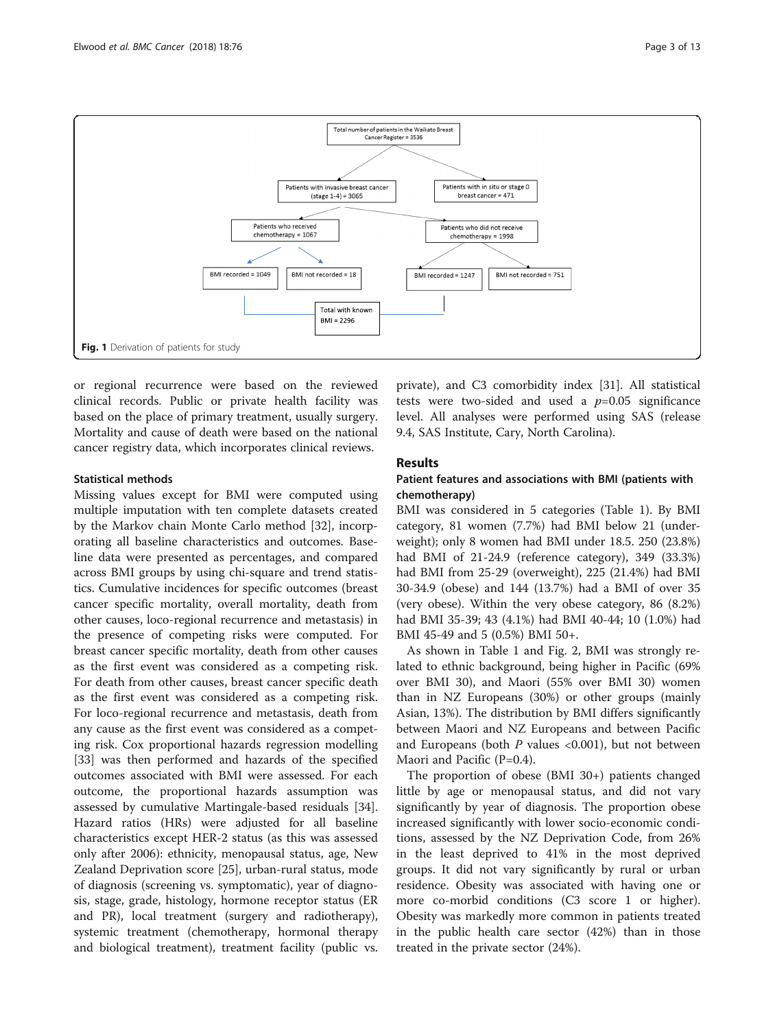Total number of patients in the Waikato Breast Cancer Register = 3536

Patients with invasive breast cancer (stage 1-4) = 3065

Patients with in situ or stage 0 breast cancer = 471

Patients who received chemotherapy = 1067

Patients who did not receive chemotherapy = 1998

BMI recorded = 1049

BMI not recorded = 18

BMI recorded = 1247

BMI not recorded = 751

Total with known BMI = 2296

**Fig. 1** Derivation of patients for study

or regional recurrence were based on the reviewed clinical records. Public or private health facility was based on the place of primary treatment, usually surgery. Mortality and cause of death were based on the national cancer registry data, which incorporates clinical reviews.

### Statistical methods

Missing values except for BMI were computed using multiple imputation with ten complete datasets created by the Markov chain Monte Carlo method [32], incorporating all baseline characteristics and outcomes. Baseline data were presented as percentages, and compared across BMI groups by using chi-square and trend statistics. Cumulative incidences for specific outcomes (breast cancer specific mortality, overall mortality, death from other causes, loco-regional recurrence and metastasis) in the presence of competing risks were computed. For breast cancer specific mortality, death from other causes as the first event was considered as a competing risk. For death from other causes, breast cancer specific death as the first event was considered as a competing risk. For loco-regional recurrence and metastasis, death from any cause as the first event was considered as a competing risk. Cox proportional hazards regression modelling [33] was then performed and hazards of the specified outcomes associated with BMI were assessed. For each outcome, the proportional hazards assumption was assessed by cumulative Martingale-based residuals [34]. Hazard ratios (HRs) were adjusted for all baseline characteristics except HER-2 status (as this was assessed only after 2006): ethnicity, menopausal status, age, New Zealand Deprivation score [25], urban-rural status, mode of diagnosis (screening vs. symptomatic), year of diagnosis, stage, grade, histology, hormone receptor status (ER and PR), local treatment (surgery and radiotherapy), systemic treatment (chemotherapy, hormonal therapy and biological treatment), treatment facility (public vs. private), and C3 comorbidity index [31]. All statistical tests were two-sided and used a $p$=0.05 significance level. All analyses were performed using SAS (release 9.4, SAS Institute, Cary, North Carolina).

## Results

### Patient features and associations with BMI (patients with chemotherapy)

BMI was considered in 5 categories (Table 1). By BMI category, 81 women (7.7%) had BMI below 21 (underweight); only 8 women had BMI under 18.5. 250 (23.8%) had BMI of 21-24.9 (reference category), 349 (33.3%) had BMI from 25-29 (overweight), 225 (21.4%) had BMI 30-34.9 (obese) and 144 (13.7%) had a BMI of over 35 (very obese). Within the very obese category, 86 (8.2%) had BMI 35-39; 43 (4.1%) had BMI 40-44; 10 (1.0%) had BMI 45-49 and 5 (0.5%) BMI 50+.

As shown in Table 1 and Fig. 2, BMI was strongly related to ethnic background, being higher in Pacific (69% over BMI 30), and Maori (55% over BMI 30) women than in NZ Europeans (30%) or other groups (mainly Asian, 13%). The distribution by BMI differs significantly between Maori and NZ Europeans and between Pacific and Europeans (both $P$ values <0.001), but not between Maori and Pacific (P=0.4).

The proportion of obese (BMI 30+) patients changed little by age or menopausal status, and did not vary significantly by year of diagnosis. The proportion obese increased significantly with lower socio-economic conditions, assessed by the NZ Deprivation Code, from 26% in the least deprived to 41% in the most deprived groups. It did not vary significantly by rural or urban residence. Obesity was associated with having one or more co-morbid conditions (C3 score 1 or higher). Obesity was markedly more common in patients treated in the public health care sector (42%) than in those treated in the private sector (24%).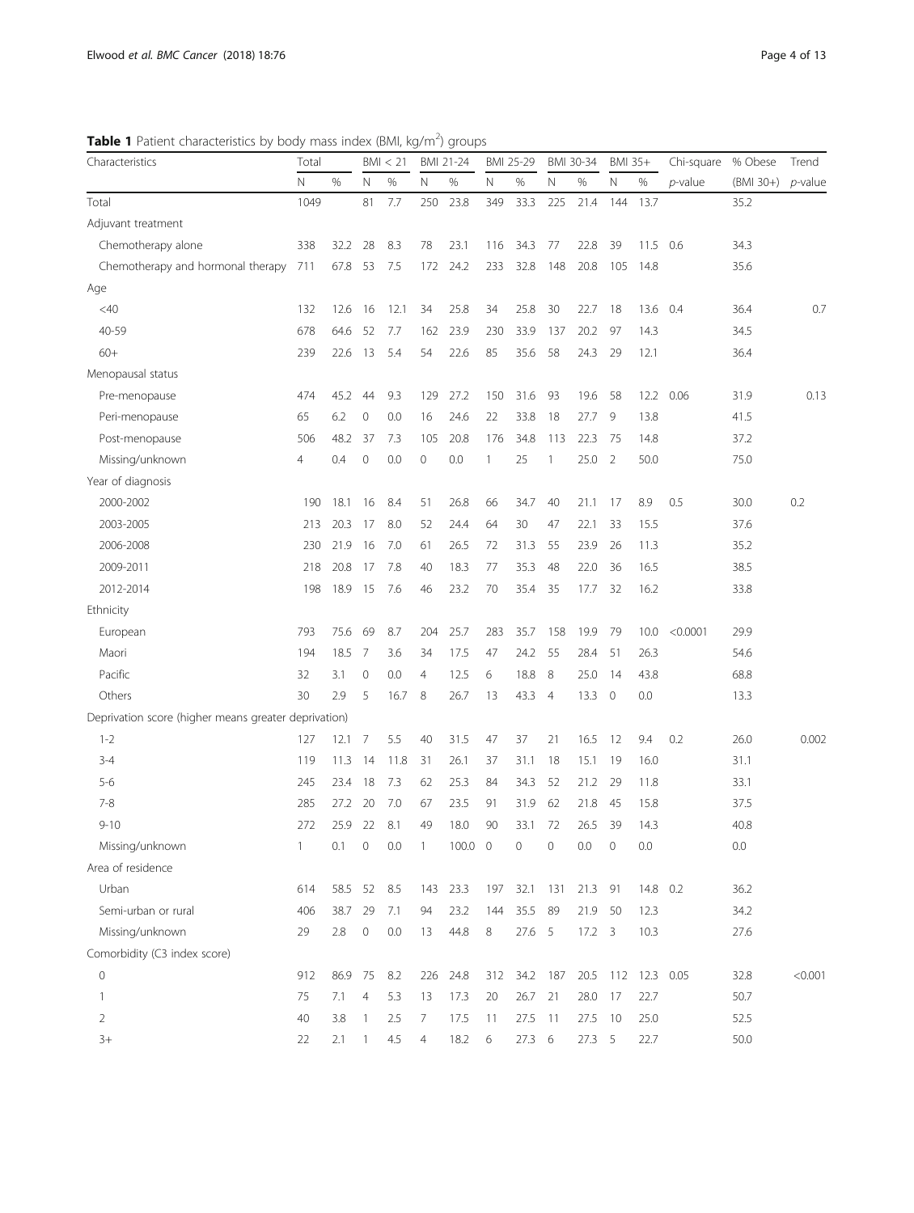**Table 1** Patient characteristics by body mass index (BMI, kg/m$^2$) groups

| Characteristics | Total | | BMI < 21 | | BMI 21-24 | | BMI 25-29 | | BMI 30-34 | | BMI 35+ | | Chi-square | % Obese | Trend |
|---|---|---|---|---|---|---|---|---|---|---|---|---|---|---|---|
| | N | % | N | % | N | % | N | % | N | % | N | % | *p*-value | (BMI 30+) | *p*-value |
| Total | 1049 | | 81 | 7.7 | 250 | 23.8 | 349 | 33.3 | 225 | 21.4 | 144 | 13.7 | | 35.2 | |
| Adjuvant treatment | | | | | | | | | | | | | | | |
| Chemotherapy alone | 338 | 32.2 | 28 | 8.3 | 78 | 23.1 | 116 | 34.3 | 77 | 22.8 | 39 | 11.5 | 0.6 | 34.3 | |
| Chemotherapy and hormonal therapy | 711 | 67.8 | 53 | 7.5 | 172 | 24.2 | 233 | 32.8 | 148 | 20.8 | 105 | 14.8 | | 35.6 | |
| Age | | | | | | | | | | | | | | | |
| <40 | 132 | 12.6 | 16 | 12.1 | 34 | 25.8 | 34 | 25.8 | 30 | 22.7 | 18 | 13.6 | 0.4 | 36.4 | 0.7 |
| 40-59 | 678 | 64.6 | 52 | 7.7 | 162 | 23.9 | 230 | 33.9 | 137 | 20.2 | 97 | 14.3 | | 34.5 | |
| 60+ | 239 | 22.6 | 13 | 5.4 | 54 | 22.6 | 85 | 35.6 | 58 | 24.3 | 29 | 12.1 | | 36.4 | |
| Menopausal status | | | | | | | | | | | | | | | |
| Pre-menopause | 474 | 45.2 | 44 | 9.3 | 129 | 27.2 | 150 | 31.6 | 93 | 19.6 | 58 | 12.2 | 0.06 | 31.9 | 0.13 |
| Peri-menopause | 65 | 6.2 | 0 | 0.0 | 16 | 24.6 | 22 | 33.8 | 18 | 27.7 | 9 | 13.8 | | 41.5 | |
| Post-menopause | 506 | 48.2 | 37 | 7.3 | 105 | 20.8 | 176 | 34.8 | 113 | 22.3 | 75 | 14.8 | | 37.2 | |
| Missing/unknown | 4 | 0.4 | 0 | 0.0 | 0 | 0.0 | 1 | 25 | 1 | 25.0 | 2 | 50.0 | | 75.0 | |
| Year of diagnosis | | | | | | | | | | | | | | | |
| 2000-2002 | 190 | 18.1 | 16 | 8.4 | 51 | 26.8 | 66 | 34.7 | 40 | 21.1 | 17 | 8.9 | 0.5 | 30.0 | 0.2 |
| 2003-2005 | 213 | 20.3 | 17 | 8.0 | 52 | 24.4 | 64 | 30 | 47 | 22.1 | 33 | 15.5 | | 37.6 | |
| 2006-2008 | 230 | 21.9 | 16 | 7.0 | 61 | 26.5 | 72 | 31.3 | 55 | 23.9 | 26 | 11.3 | | 35.2 | |
| 2009-2011 | 218 | 20.8 | 17 | 7.8 | 40 | 18.3 | 77 | 35.3 | 48 | 22.0 | 36 | 16.5 | | 38.5 | |
| 2012-2014 | 198 | 18.9 | 15 | 7.6 | 46 | 23.2 | 70 | 35.4 | 35 | 17.7 | 32 | 16.2 | | 33.8 | |
| Ethnicity | | | | | | | | | | | | | | | |
| European | 793 | 75.6 | 69 | 8.7 | 204 | 25.7 | 283 | 35.7 | 158 | 19.9 | 79 | 10.0 | <0.0001 | 29.9 | |
| Maori | 194 | 18.5 | 7 | 3.6 | 34 | 17.5 | 47 | 24.2 | 55 | 28.4 | 51 | 26.3 | | 54.6 | |
| Pacific | 32 | 3.1 | 0 | 0.0 | 4 | 12.5 | 6 | 18.8 | 8 | 25.0 | 14 | 43.8 | | 68.8 | |
| Others | 30 | 2.9 | 5 | 16.7 | 8 | 26.7 | 13 | 43.3 | 4 | 13.3 | 0 | 0.0 | | 13.3 | |
| Deprivation score (higher means greater deprivation) | | | | | | | | | | | | | | | |
| 1-2 | 127 | 12.1 | 7 | 5.5 | 40 | 31.5 | 47 | 37 | 21 | 16.5 | 12 | 9.4 | 0.2 | 26.0 | 0.002 |
| 3-4 | 119 | 11.3 | 14 | 11.8 | 31 | 26.1 | 37 | 31.1 | 18 | 15.1 | 19 | 16.0 | | 31.1 | |
| 5-6 | 245 | 23.4 | 18 | 7.3 | 62 | 25.3 | 84 | 34.3 | 52 | 21.2 | 29 | 11.8 | | 33.1 | |
| 7-8 | 285 | 27.2 | 20 | 7.0 | 67 | 23.5 | 91 | 31.9 | 62 | 21.8 | 45 | 15.8 | | 37.5 | |
| 9-10 | 272 | 25.9 | 22 | 8.1 | 49 | 18.0 | 90 | 33.1 | 72 | 26.5 | 39 | 14.3 | | 40.8 | |
| Missing/unknown | 1 | 0.1 | 0 | 0.0 | 1 | 100.0 | 0 | 0 | 0 | 0.0 | 0 | 0.0 | | 0.0 | |
| Area of residence | | | | | | | | | | | | | | | |
| Urban | 614 | 58.5 | 52 | 8.5 | 143 | 23.3 | 197 | 32.1 | 131 | 21.3 | 91 | 14.8 | 0.2 | 36.2 | |
| Semi-urban or rural | 406 | 38.7 | 29 | 7.1 | 94 | 23.2 | 144 | 35.5 | 89 | 21.9 | 50 | 12.3 | | 34.2 | |
| Missing/unknown | 29 | 2.8 | 0 | 0.0 | 13 | 44.8 | 8 | 27.6 | 5 | 17.2 | 3 | 10.3 | | 27.6 | |
| Comorbidity (C3 index score) | | | | | | | | | | | | | | | |
| 0 | 912 | 86.9 | 75 | 8.2 | 226 | 24.8 | 312 | 34.2 | 187 | 20.5 | 112 | 12.3 | 0.05 | 32.8 | <0.001 |
| 1 | 75 | 7.1 | 4 | 5.3 | 13 | 17.3 | 20 | 26.7 | 21 | 28.0 | 17 | 22.7 | | 50.7 | |
| 2 | 40 | 3.8 | 1 | 2.5 | 7 | 17.5 | 11 | 27.5 | 11 | 27.5 | 10 | 25.0 | | 52.5 | |
| 3+ | 22 | 2.1 | 1 | 4.5 | 4 | 18.2 | 6 | 27.3 | 6 | 27.3 | 5 | 22.7 | | 50.0 | |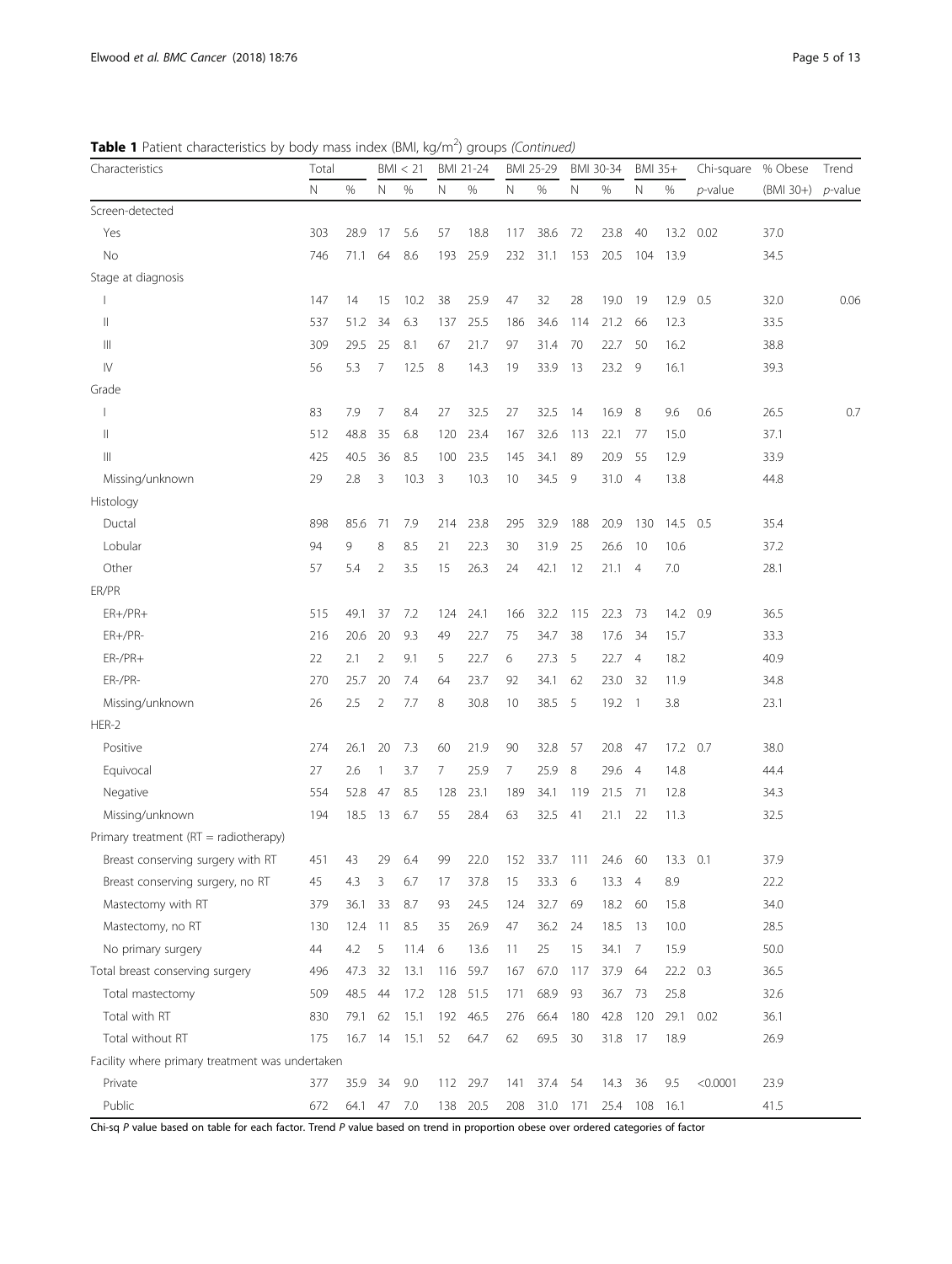**Table 1** Patient characteristics by body mass index (BMI, kg/m$^2$) groups *(Continued)*

| Characteristics | Total | | BMI < 21 | | BMI 21-24 | | BMI 25-29 | | BMI 30-34 | | BMI 35+ | | Chi-square | % Obese | Trend |
|---|---|---|---|---|---|---|---|---|---|---|---|---|---|---|---|
| | N | % | N | % | N | % | N | % | N | % | N | % | *p*-value | (BMI 30+) | *p*-value |
| Screen-detected | | | | | | | | | | | | | | | |
| Yes | 303 | 28.9 | 17 | 5.6 | 57 | 18.8 | 117 | 38.6 | 72 | 23.8 | 40 | 13.2 | 0.02 | 37.0 | |
| No | 746 | 71.1 | 64 | 8.6 | 193 | 25.9 | 232 | 31.1 | 153 | 20.5 | 104 | 13.9 | | 34.5 | |
| Stage at diagnosis | | | | | | | | | | | | | | | |
| I | 147 | 14 | 15 | 10.2 | 38 | 25.9 | 47 | 32 | 28 | 19.0 | 19 | 12.9 | 0.5 | 32.0 | 0.06 |
| II | 537 | 51.2 | 34 | 6.3 | 137 | 25.5 | 186 | 34.6 | 114 | 21.2 | 66 | 12.3 | | 33.5 | |
| III | 309 | 29.5 | 25 | 8.1 | 67 | 21.7 | 97 | 31.4 | 70 | 22.7 | 50 | 16.2 | | 38.8 | |
| IV | 56 | 5.3 | 7 | 12.5 | 8 | 14.3 | 19 | 33.9 | 13 | 23.2 | 9 | 16.1 | | 39.3 | |
| Grade | | | | | | | | | | | | | | | |
| I | 83 | 7.9 | 7 | 8.4 | 27 | 32.5 | 27 | 32.5 | 14 | 16.9 | 8 | 9.6 | 0.6 | 26.5 | 0.7 |
| II | 512 | 48.8 | 35 | 6.8 | 120 | 23.4 | 167 | 32.6 | 113 | 22.1 | 77 | 15.0 | | 37.1 | |
| III | 425 | 40.5 | 36 | 8.5 | 100 | 23.5 | 145 | 34.1 | 89 | 20.9 | 55 | 12.9 | | 33.9 | |
| Missing/unknown | 29 | 2.8 | 3 | 10.3 | 3 | 10.3 | 10 | 34.5 | 9 | 31.0 | 4 | 13.8 | | 44.8 | |
| Histology | | | | | | | | | | | | | | | |
| Ductal | 898 | 85.6 | 71 | 7.9 | 214 | 23.8 | 295 | 32.9 | 188 | 20.9 | 130 | 14.5 | 0.5 | 35.4 | |
| Lobular | 94 | 9 | 8 | 8.5 | 21 | 22.3 | 30 | 31.9 | 25 | 26.6 | 10 | 10.6 | | 37.2 | |
| Other | 57 | 5.4 | 2 | 3.5 | 15 | 26.3 | 24 | 42.1 | 12 | 21.1 | 4 | 7.0 | | 28.1 | |
| ER/PR | | | | | | | | | | | | | | | |
| ER+/PR+ | 515 | 49.1 | 37 | 7.2 | 124 | 24.1 | 166 | 32.2 | 115 | 22.3 | 73 | 14.2 | 0.9 | 36.5 | |
| ER+/PR- | 216 | 20.6 | 20 | 9.3 | 49 | 22.7 | 75 | 34.7 | 38 | 17.6 | 34 | 15.7 | | 33.3 | |
| ER-/PR+ | 22 | 2.1 | 2 | 9.1 | 5 | 22.7 | 6 | 27.3 | 5 | 22.7 | 4 | 18.2 | | 40.9 | |
| ER-/PR- | 270 | 25.7 | 20 | 7.4 | 64 | 23.7 | 92 | 34.1 | 62 | 23.0 | 32 | 11.9 | | 34.8 | |
| Missing/unknown | 26 | 2.5 | 2 | 7.7 | 8 | 30.8 | 10 | 38.5 | 5 | 19.2 | 1 | 3.8 | | 23.1 | |
| HER-2 | | | | | | | | | | | | | | | |
| Positive | 274 | 26.1 | 20 | 7.3 | 60 | 21.9 | 90 | 32.8 | 57 | 20.8 | 47 | 17.2 | 0.7 | 38.0 | |
| Equivocal | 27 | 2.6 | 1 | 3.7 | 7 | 25.9 | 7 | 25.9 | 8 | 29.6 | 4 | 14.8 | | 44.4 | |
| Negative | 554 | 52.8 | 47 | 8.5 | 128 | 23.1 | 189 | 34.1 | 119 | 21.5 | 71 | 12.8 | | 34.3 | |
| Missing/unknown | 194 | 18.5 | 13 | 6.7 | 55 | 28.4 | 63 | 32.5 | 41 | 21.1 | 22 | 11.3 | | 32.5 | |
| Primary treatment (RT = radiotherapy) | | | | | | | | | | | | | | | |
| Breast conserving surgery with RT | 451 | 43 | 29 | 6.4 | 99 | 22.0 | 152 | 33.7 | 111 | 24.6 | 60 | 13.3 | 0.1 | 37.9 | |
| Breast conserving surgery, no RT | 45 | 4.3 | 3 | 6.7 | 17 | 37.8 | 15 | 33.3 | 6 | 13.3 | 4 | 8.9 | | 22.2 | |
| Mastectomy with RT | 379 | 36.1 | 33 | 8.7 | 93 | 24.5 | 124 | 32.7 | 69 | 18.2 | 60 | 15.8 | | 34.0 | |
| Mastectomy, no RT | 130 | 12.4 | 11 | 8.5 | 35 | 26.9 | 47 | 36.2 | 24 | 18.5 | 13 | 10.0 | | 28.5 | |
| No primary surgery | 44 | 4.2 | 5 | 11.4 | 6 | 13.6 | 11 | 25 | 15 | 34.1 | 7 | 15.9 | | 50.0 | |
| Total breast conserving surgery | 496 | 47.3 | 32 | 13.1 | 116 | 59.7 | 167 | 67.0 | 117 | 37.9 | 64 | 22.2 | 0.3 | 36.5 | |
| Total mastectomy | 509 | 48.5 | 44 | 17.2 | 128 | 51.5 | 171 | 68.9 | 93 | 36.7 | 73 | 25.8 | | 32.6 | |
| Total with RT | 830 | 79.1 | 62 | 15.1 | 192 | 46.5 | 276 | 66.4 | 180 | 42.8 | 120 | 29.1 | 0.02 | 36.1 | |
| Total without RT | 175 | 16.7 | 14 | 15.1 | 52 | 64.7 | 62 | 69.5 | 30 | 31.8 | 17 | 18.9 | | 26.9 | |
| Facility where primary treatment was undertaken | | | | | | | | | | | | | | | |
| Private | 377 | 35.9 | 34 | 9.0 | 112 | 29.7 | 141 | 37.4 | 54 | 14.3 | 36 | 9.5 | <0.0001 | 23.9 | |
| Public | 672 | 64.1 | 47 | 7.0 | 138 | 20.5 | 208 | 31.0 | 171 | 25.4 | 108 | 16.1 | | 41.5 | |

Chi-sq *P* value based on table for each factor. Trend *P* value based on trend in proportion obese over ordered categories of factor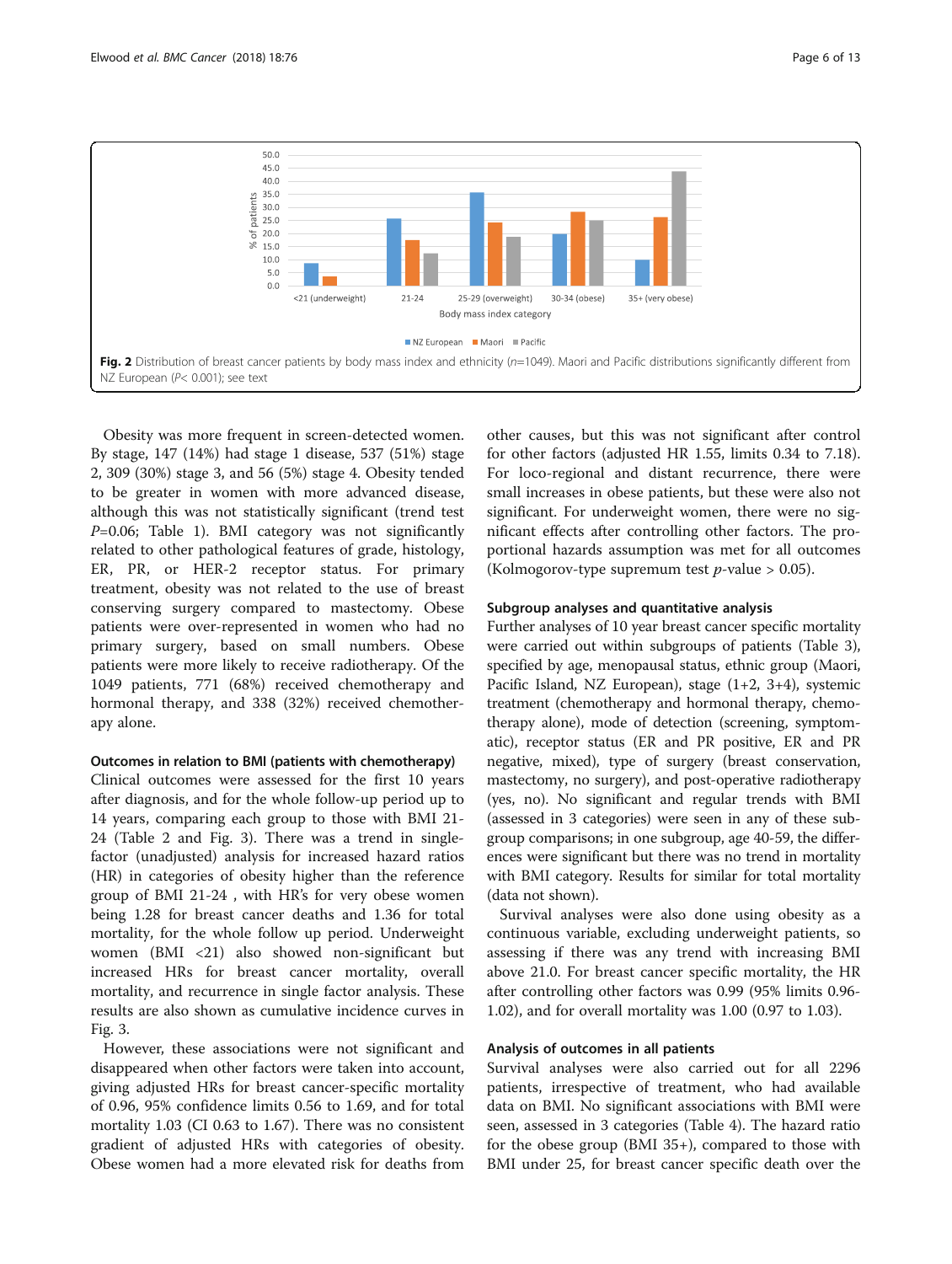Fig. 2 Distribution of breast cancer patients by body mass index and ethnicity ($n$=1049). Maori and Pacific distributions significantly different from NZ European ($P$< 0.001); see text

Obesity was more frequent in screen-detected women. By stage, 147 (14%) had stage 1 disease, 537 (51%) stage 2, 309 (30%) stage 3, and 56 (5%) stage 4. Obesity tended to be greater in women with more advanced disease, although this was not statistically significant (trend test $P$=0.06; Table 1). BMI category was not significantly related to other pathological features of grade, histology, ER, PR, or HER-2 receptor status. For primary treatment, obesity was not related to the use of breast conserving surgery compared to mastectomy. Obese patients were over-represented in women who had no primary surgery, based on small numbers. Obese patients were more likely to receive radiotherapy. Of the 1049 patients, 771 (68%) received chemotherapy and hormonal therapy, and 338 (32%) received chemotherapy alone.

### Outcomes in relation to BMI (patients with chemotherapy)

Clinical outcomes were assessed for the first 10 years after diagnosis, and for the whole follow-up period up to 14 years, comparing each group to those with BMI 21-24 (Table 2 and Fig. 3). There was a trend in single-factor (unadjusted) analysis for increased hazard ratios (HR) in categories of obesity higher than the reference group of BMI 21-24 , with HR's for very obese women being 1.28 for breast cancer deaths and 1.36 for total mortality, for the whole follow up period. Underweight women (BMI <21) also showed non-significant but increased HRs for breast cancer mortality, overall mortality, and recurrence in single factor analysis. These results are also shown as cumulative incidence curves in Fig. 3.

However, these associations were not significant and disappeared when other factors were taken into account, giving adjusted HRs for breast cancer-specific mortality of 0.96, 95% confidence limits 0.56 to 1.69, and for total mortality 1.03 (CI 0.63 to 1.67). There was no consistent gradient of adjusted HRs with categories of obesity. Obese women had a more elevated risk for deaths from other causes, but this was not significant after control for other factors (adjusted HR 1.55, limits 0.34 to 7.18). For loco-regional and distant recurrence, there were small increases in obese patients, but these were also not significant. For underweight women, there were no significant effects after controlling other factors. The proportional hazards assumption was met for all outcomes (Kolmogorov-type supremum test $p$-value > 0.05).

### Subgroup analyses and quantitative analysis

Further analyses of 10 year breast cancer specific mortality were carried out within subgroups of patients (Table 3), specified by age, menopausal status, ethnic group (Maori, Pacific Island, NZ European), stage (1+2, 3+4), systemic treatment (chemotherapy and hormonal therapy, chemotherapy alone), mode of detection (screening, symptomatic), receptor status (ER and PR positive, ER and PR negative, mixed), type of surgery (breast conservation, mastectomy, no surgery), and post-operative radiotherapy (yes, no). No significant and regular trends with BMI (assessed in 3 categories) were seen in any of these subgroup comparisons; in one subgroup, age 40-59, the differences were significant but there was no trend in mortality with BMI category. Results for similar for total mortality (data not shown).

Survival analyses were also done using obesity as a continuous variable, excluding underweight patients, so assessing if there was any trend with increasing BMI above 21.0. For breast cancer specific mortality, the HR after controlling other factors was 0.99 (95% limits 0.96-1.02), and for overall mortality was 1.00 (0.97 to 1.03).

### Analysis of outcomes in all patients

Survival analyses were also carried out for all 2296 patients, irrespective of treatment, who had available data on BMI. No significant associations with BMI were seen, assessed in 3 categories (Table 4). The hazard ratio for the obese group (BMI 35+), compared to those with BMI under 25, for breast cancer specific death over the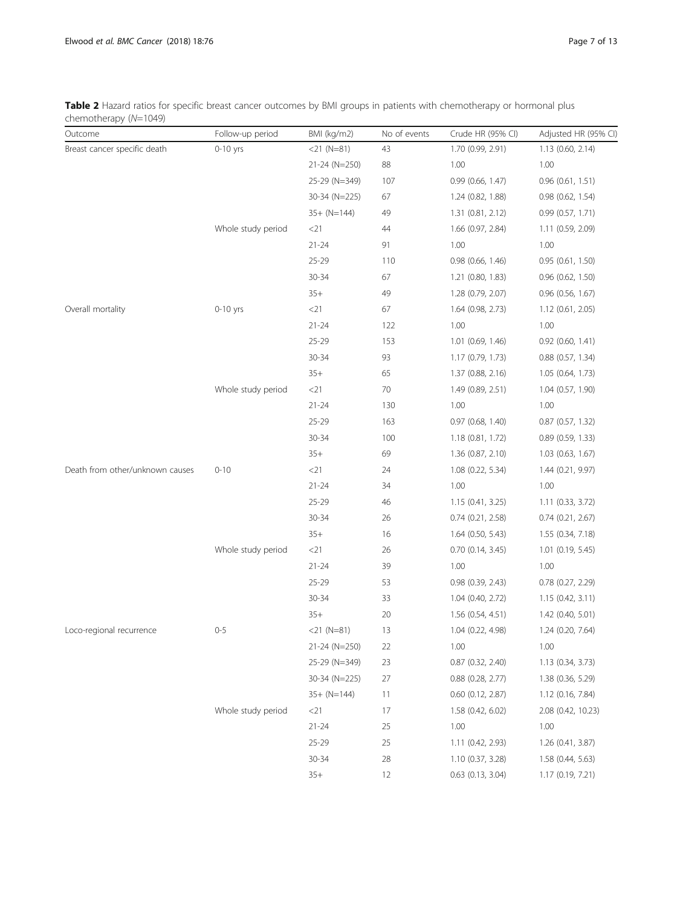**Table 2** Hazard ratios for specific breast cancer outcomes by BMI groups in patients with chemotherapy or hormonal plus chemotherapy (*N*=1049)

| Outcome | Follow-up period | BMI (kg/m2) | No of events | Crude HR (95% CI) | Adjusted HR (95% CI) |
|---|---|---|---|---|---|
| Breast cancer specific death | 0-10 yrs | <21 (N=81) | 43 | 1.70 (0.99, 2.91) | 1.13 (0.60, 2.14) |
| | | 21-24 (N=250) | 88 | 1.00 | 1.00 |
| | | 25-29 (N=349) | 107 | 0.99 (0.66, 1.47) | 0.96 (0.61, 1.51) |
| | | 30-34 (N=225) | 67 | 1.24 (0.82, 1.88) | 0.98 (0.62, 1.54) |
| | | 35+ (N=144) | 49 | 1.31 (0.81, 2.12) | 0.99 (0.57, 1.71) |
| | Whole study period | <21 | 44 | 1.66 (0.97, 2.84) | 1.11 (0.59, 2.09) |
| | | 21-24 | 91 | 1.00 | 1.00 |
| | | 25-29 | 110 | 0.98 (0.66, 1.46) | 0.95 (0.61, 1.50) |
| | | 30-34 | 67 | 1.21 (0.80, 1.83) | 0.96 (0.62, 1.50) |
| | | 35+ | 49 | 1.28 (0.79, 2.07) | 0.96 (0.56, 1.67) |
| Overall mortality | 0-10 yrs | <21 | 67 | 1.64 (0.98, 2.73) | 1.12 (0.61, 2.05) |
| | | 21-24 | 122 | 1.00 | 1.00 |
| | | 25-29 | 153 | 1.01 (0.69, 1.46) | 0.92 (0.60, 1.41) |
| | | 30-34 | 93 | 1.17 (0.79, 1.73) | 0.88 (0.57, 1.34) |
| | | 35+ | 65 | 1.37 (0.88, 2.16) | 1.05 (0.64, 1.73) |
| | Whole study period | <21 | 70 | 1.49 (0.89, 2.51) | 1.04 (0.57, 1.90) |
| | | 21-24 | 130 | 1.00 | 1.00 |
| | | 25-29 | 163 | 0.97 (0.68, 1.40) | 0.87 (0.57, 1.32) |
| | | 30-34 | 100 | 1.18 (0.81, 1.72) | 0.89 (0.59, 1.33) |
| | | 35+ | 69 | 1.36 (0.87, 2.10) | 1.03 (0.63, 1.67) |
| Death from other/unknown causes | 0-10 | <21 | 24 | 1.08 (0.22, 5.34) | 1.44 (0.21, 9.97) |
| | | 21-24 | 34 | 1.00 | 1.00 |
| | | 25-29 | 46 | 1.15 (0.41, 3.25) | 1.11 (0.33, 3.72) |
| | | 30-34 | 26 | 0.74 (0.21, 2.58) | 0.74 (0.21, 2.67) |
| | | 35+ | 16 | 1.64 (0.50, 5.43) | 1.55 (0.34, 7.18) |
| | Whole study period | <21 | 26 | 0.70 (0.14, 3.45) | 1.01 (0.19, 5.45) |
| | | 21-24 | 39 | 1.00 | 1.00 |
| | | 25-29 | 53 | 0.98 (0.39, 2.43) | 0.78 (0.27, 2.29) |
| | | 30-34 | 33 | 1.04 (0.40, 2.72) | 1.15 (0.42, 3.11) |
| | | 35+ | 20 | 1.56 (0.54, 4.51) | 1.42 (0.40, 5.01) |
| Loco-regional recurrence | 0-5 | <21 (N=81) | 13 | 1.04 (0.22, 4.98) | 1.24 (0.20, 7.64) |
| | | 21-24 (N=250) | 22 | 1.00 | 1.00 |
| | | 25-29 (N=349) | 23 | 0.87 (0.32, 2.40) | 1.13 (0.34, 3.73) |
| | | 30-34 (N=225) | 27 | 0.88 (0.28, 2.77) | 1.38 (0.36, 5.29) |
| | | 35+ (N=144) | 11 | 0.60 (0.12, 2.87) | 1.12 (0.16, 7.84) |
| | Whole study period | <21 | 17 | 1.58 (0.42, 6.02) | 2.08 (0.42, 10.23) |
| | | 21-24 | 25 | 1.00 | 1.00 |
| | | 25-29 | 25 | 1.11 (0.42, 2.93) | 1.26 (0.41, 3.87) |
| | | 30-34 | 28 | 1.10 (0.37, 3.28) | 1.58 (0.44, 5.63) |
| | | 35+ | 12 | 0.63 (0.13, 3.04) | 1.17 (0.19, 7.21) |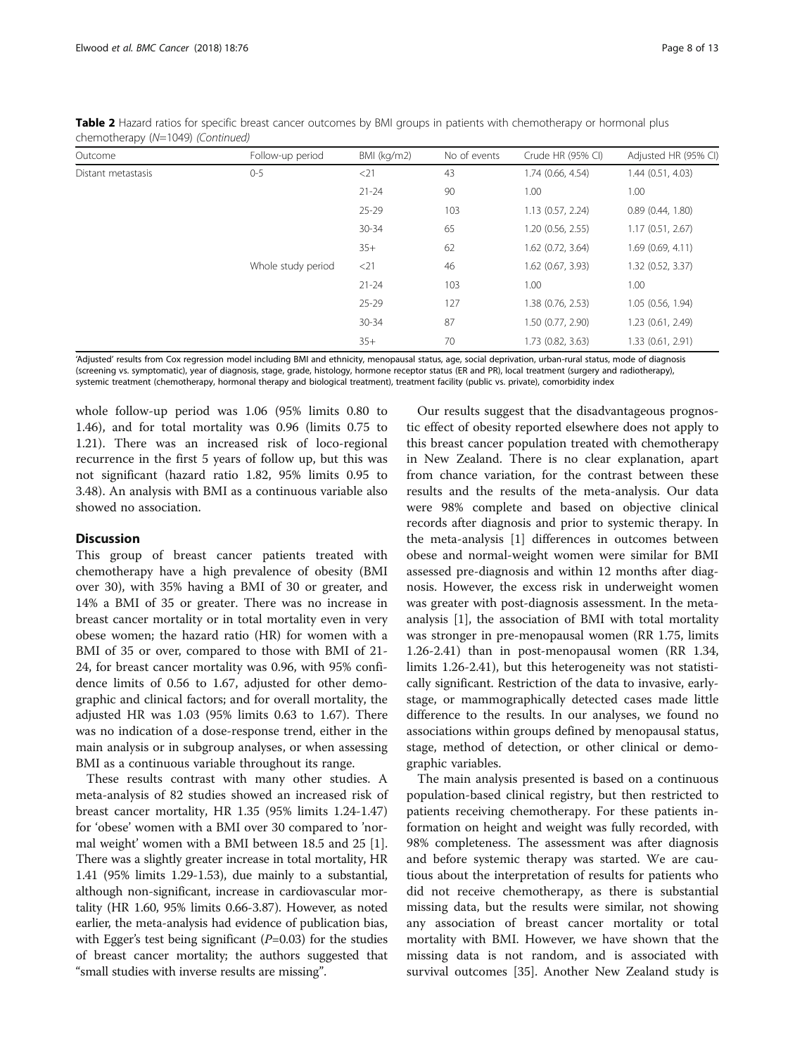**Table 2** Hazard ratios for specific breast cancer outcomes by BMI groups in patients with chemotherapy or hormonal plus chemotherapy (*N*=1049) *(Continued)*

| Outcome | Follow-up period | BMI (kg/m2) | No of events | Crude HR (95% CI) | Adjusted HR (95% CI) |
|---|---|---|---|---|---|
| Distant metastasis | 0-5 | <21 | 43 | 1.74 (0.66, 4.54) | 1.44 (0.51, 4.03) |
| | | 21-24 | 90 | 1.00 | 1.00 |
| | | 25-29 | 103 | 1.13 (0.57, 2.24) | 0.89 (0.44, 1.80) |
| | | 30-34 | 65 | 1.20 (0.56, 2.55) | 1.17 (0.51, 2.67) |
| | | 35+ | 62 | 1.62 (0.72, 3.64) | 1.69 (0.69, 4.11) |
| | Whole study period | <21 | 46 | 1.62 (0.67, 3.93) | 1.32 (0.52, 3.37) |
| | | 21-24 | 103 | 1.00 | 1.00 |
| | | 25-29 | 127 | 1.38 (0.76, 2.53) | 1.05 (0.56, 1.94) |
| | | 30-34 | 87 | 1.50 (0.77, 2.90) | 1.23 (0.61, 2.49) |
| | | 35+ | 70 | 1.73 (0.82, 3.63) | 1.33 (0.61, 2.91) |

'Adjusted' results from Cox regression model including BMI and ethnicity, menopausal status, age, social deprivation, urban-rural status, mode of diagnosis (screening vs. symptomatic), year of diagnosis, stage, grade, histology, hormone receptor status (ER and PR), local treatment (surgery and radiotherapy), systemic treatment (chemotherapy, hormonal therapy and biological treatment), treatment facility (public vs. private), comorbidity index

whole follow-up period was 1.06 (95% limits 0.80 to 1.46), and for total mortality was 0.96 (limits 0.75 to 1.21). There was an increased risk of loco-regional recurrence in the first 5 years of follow up, but this was not significant (hazard ratio 1.82, 95% limits 0.95 to 3.48). An analysis with BMI as a continuous variable also showed no association.

## Discussion

This group of breast cancer patients treated with chemotherapy have a high prevalence of obesity (BMI over 30), with 35% having a BMI of 30 or greater, and 14% a BMI of 35 or greater. There was no increase in breast cancer mortality or in total mortality even in very obese women; the hazard ratio (HR) for women with a BMI of 35 or over, compared to those with BMI of 21-24, for breast cancer mortality was 0.96, with 95% confidence limits of 0.56 to 1.67, adjusted for other demographic and clinical factors; and for overall mortality, the adjusted HR was 1.03 (95% limits 0.63 to 1.67). There was no indication of a dose-response trend, either in the main analysis or in subgroup analyses, or when assessing BMI as a continuous variable throughout its range.

These results contrast with many other studies. A meta-analysis of 82 studies showed an increased risk of breast cancer mortality, HR 1.35 (95% limits 1.24-1.47) for 'obese' women with a BMI over 30 compared to 'normal weight' women with a BMI between 18.5 and 25 [1]. There was a slightly greater increase in total mortality, HR 1.41 (95% limits 1.29-1.53), due mainly to a substantial, although non-significant, increase in cardiovascular mortality (HR 1.60, 95% limits 0.66-3.87). However, as noted earlier, the meta-analysis had evidence of publication bias, with Egger's test being significant ($P$=0.03) for the studies of breast cancer mortality; the authors suggested that "small studies with inverse results are missing".

Our results suggest that the disadvantageous prognostic effect of obesity reported elsewhere does not apply to this breast cancer population treated with chemotherapy in New Zealand. There is no clear explanation, apart from chance variation, for the contrast between these results and the results of the meta-analysis. Our data were 98% complete and based on objective clinical records after diagnosis and prior to systemic therapy. In the meta-analysis [1] differences in outcomes between obese and normal-weight women were similar for BMI assessed pre-diagnosis and within 12 months after diagnosis. However, the excess risk in underweight women was greater with post-diagnosis assessment. In the meta-analysis [1], the association of BMI with total mortality was stronger in pre-menopausal women (RR 1.75, limits 1.26-2.41) than in post-menopausal women (RR 1.34, limits 1.26-2.41), but this heterogeneity was not statistically significant. Restriction of the data to invasive, early-stage, or mammographically detected cases made little difference to the results. In our analyses, we found no associations within groups defined by menopausal status, stage, method of detection, or other clinical or demographic variables.

The main analysis presented is based on a continuous population-based clinical registry, but then restricted to patients receiving chemotherapy. For these patients information on height and weight was fully recorded, with 98% completeness. The assessment was after diagnosis and before systemic therapy was started. We are cautious about the interpretation of results for patients who did not receive chemotherapy, as there is substantial missing data, but the results were similar, not showing any association of breast cancer mortality or total mortality with BMI. However, we have shown that the missing data is not random, and is associated with survival outcomes [35]. Another New Zealand study is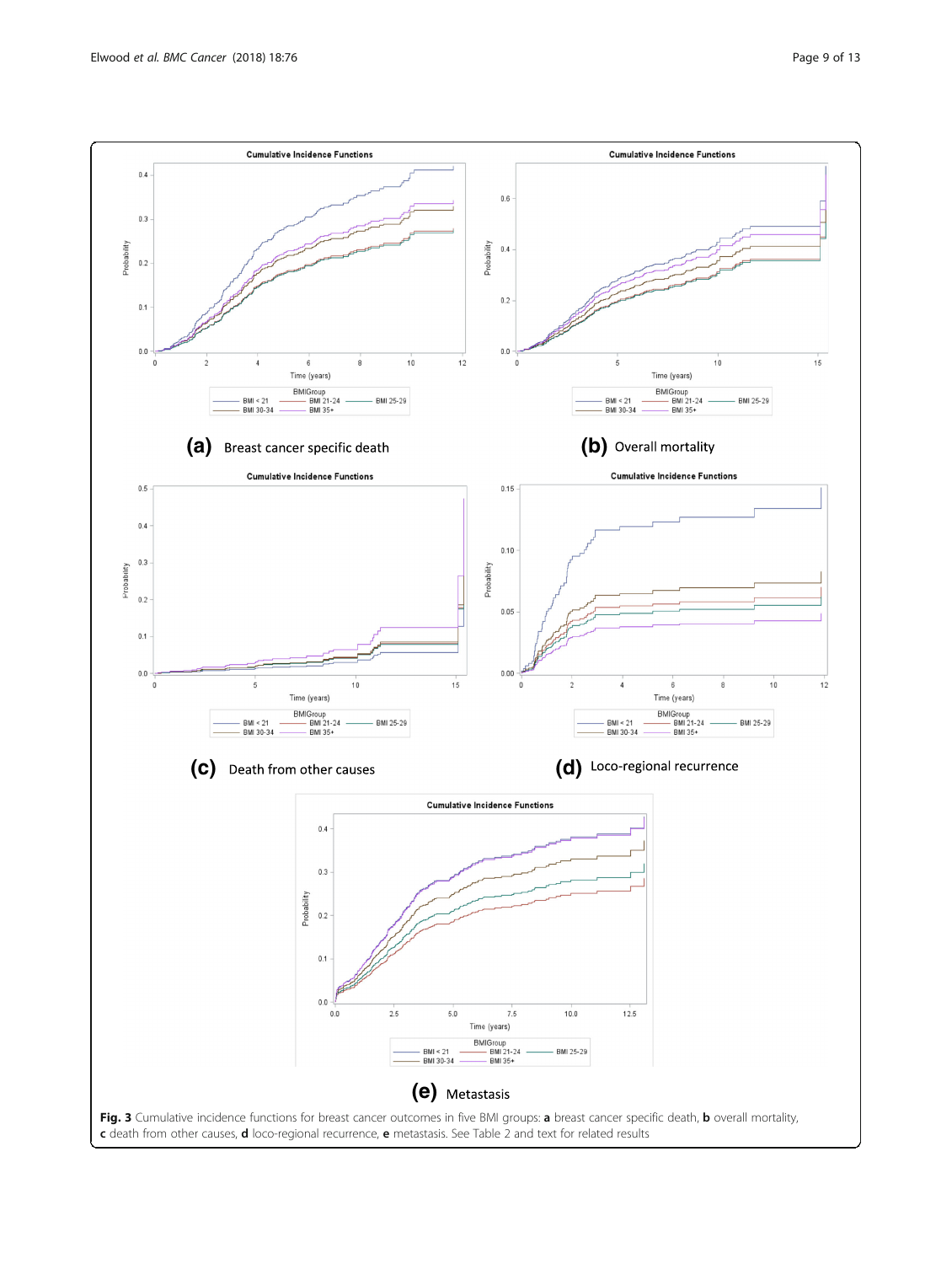(a) Breast cancer specific death

(b) Overall mortality

(c) Death from other causes

(d) Loco-regional recurrence

(e) Metastasis

**Fig. 3** Cumulative incidence functions for breast cancer outcomes in five BMI groups: **a** breast cancer specific death, **b** overall mortality, **c** death from other causes, **d** loco-regional recurrence, **e** metastasis. See Table 2 and text for related results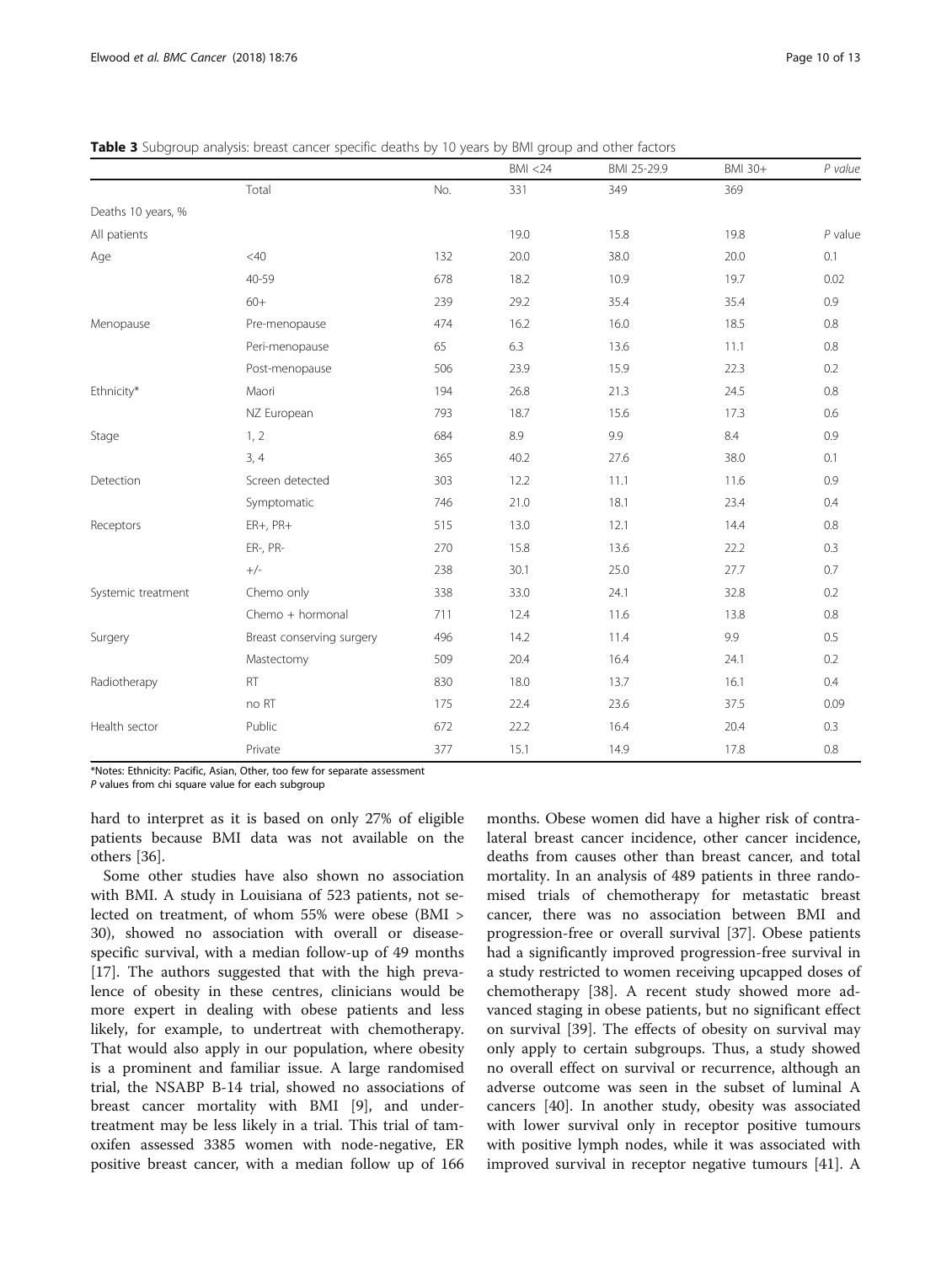**Table 3** Subgroup analysis: breast cancer specific deaths by 10 years by BMI group and other factors

| | | | BMI <24 | BMI 25-29.9 | BMI 30+ | *P value* |
|---|---|---|---|---|---|---|
| | Total | No. | 331 | 349 | 369 | |
| Deaths 10 years, % | | | | | | |
| All patients | | | 19.0 | 15.8 | 19.8 | *P* value |
| Age | <40 | 132 | 20.0 | 38.0 | 20.0 | 0.1 |
| | 40-59 | 678 | 18.2 | 10.9 | 19.7 | 0.02 |
| | 60+ | 239 | 29.2 | 35.4 | 35.4 | 0.9 |
| Menopause | Pre-menopause | 474 | 16.2 | 16.0 | 18.5 | 0.8 |
| | Peri-menopause | 65 | 6.3 | 13.6 | 11.1 | 0.8 |
| | Post-menopause | 506 | 23.9 | 15.9 | 22.3 | 0.2 |
| Ethnicity* | Maori | 194 | 26.8 | 21.3 | 24.5 | 0.8 |
| | NZ European | 793 | 18.7 | 15.6 | 17.3 | 0.6 |
| Stage | 1, 2 | 684 | 8.9 | 9.9 | 8.4 | 0.9 |
| | 3, 4 | 365 | 40.2 | 27.6 | 38.0 | 0.1 |
| Detection | Screen detected | 303 | 12.2 | 11.1 | 11.6 | 0.9 |
| | Symptomatic | 746 | 21.0 | 18.1 | 23.4 | 0.4 |
| Receptors | ER+, PR+ | 515 | 13.0 | 12.1 | 14.4 | 0.8 |
| | ER-, PR- | 270 | 15.8 | 13.6 | 22.2 | 0.3 |
| | +/- | 238 | 30.1 | 25.0 | 27.7 | 0.7 |
| Systemic treatment | Chemo only | 338 | 33.0 | 24.1 | 32.8 | 0.2 |
| | Chemo + hormonal | 711 | 12.4 | 11.6 | 13.8 | 0.8 |
| Surgery | Breast conserving surgery | 496 | 14.2 | 11.4 | 9.9 | 0.5 |
| | Mastectomy | 509 | 20.4 | 16.4 | 24.1 | 0.2 |
| Radiotherapy | RT | 830 | 18.0 | 13.7 | 16.1 | 0.4 |
| | no RT | 175 | 22.4 | 23.6 | 37.5 | 0.09 |
| Health sector | Public | 672 | 22.2 | 16.4 | 20.4 | 0.3 |
| | Private | 377 | 15.1 | 14.9 | 17.8 | 0.8 |

*Notes: Ethnicity: Pacific, Asian, Other, too few for separate assessment
*P* values from chi square value for each subgroup

hard to interpret as it is based on only 27% of eligible patients because BMI data was not available on the others [36].

Some other studies have also shown no association with BMI. A study in Louisiana of 523 patients, not selected on treatment, of whom 55% were obese (BMI > 30), showed no association with overall or disease-specific survival, with a median follow-up of 49 months [17]. The authors suggested that with the high prevalence of obesity in these centres, clinicians would be more expert in dealing with obese patients and less likely, for example, to undertreat with chemotherapy. That would also apply in our population, where obesity is a prominent and familiar issue. A large randomised trial, the NSABP B-14 trial, showed no associations of breast cancer mortality with BMI [9], and undertreatment may be less likely in a trial. This trial of tamoxifen assessed 3385 women with node-negative, ER positive breast cancer, with a median follow up of 166 months. Obese women did have a higher risk of contralateral breast cancer incidence, other cancer incidence, deaths from causes other than breast cancer, and total mortality. In an analysis of 489 patients in three randomised trials of chemotherapy for metastatic breast cancer, there was no association between BMI and progression-free or overall survival [37]. Obese patients had a significantly improved progression-free survival in a study restricted to women receiving upcapped doses of chemotherapy [38]. A recent study showed more advanced staging in obese patients, but no significant effect on survival [39]. The effects of obesity on survival may only apply to certain subgroups. Thus, a study showed no overall effect on survival or recurrence, although an adverse outcome was seen in the subset of luminal A cancers [40]. In another study, obesity was associated with lower survival only in receptor positive tumours with positive lymph nodes, while it was associated with improved survival in receptor negative tumours [41]. A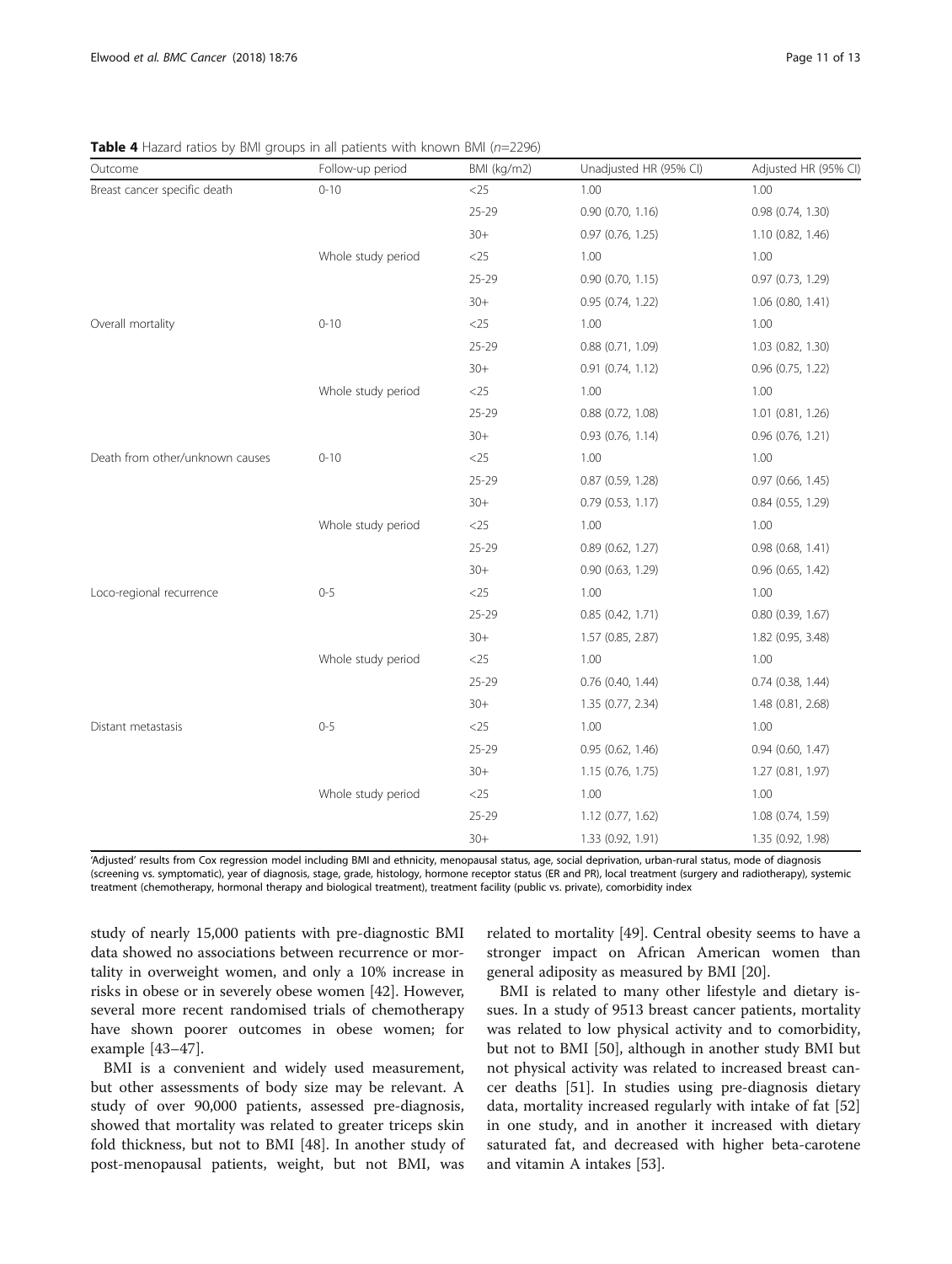**Table 4** Hazard ratios by BMI groups in all patients with known BMI ($n$=2296)

| Outcome | Follow-up period | BMI (kg/m2) | Unadjusted HR (95% CI) | Adjusted HR (95% CI) |
|---|---|---|---|---|
| Breast cancer specific death | 0-10 | <25 | 1.00 | 1.00 |
| | | 25-29 | 0.90 (0.70, 1.16) | 0.98 (0.74, 1.30) |
| | | 30+ | 0.97 (0.76, 1.25) | 1.10 (0.82, 1.46) |
| | Whole study period | <25 | 1.00 | 1.00 |
| | | 25-29 | 0.90 (0.70, 1.15) | 0.97 (0.73, 1.29) |
| | | 30+ | 0.95 (0.74, 1.22) | 1.06 (0.80, 1.41) |
| Overall mortality | 0-10 | <25 | 1.00 | 1.00 |
| | | 25-29 | 0.88 (0.71, 1.09) | 1.03 (0.82, 1.30) |
| | | 30+ | 0.91 (0.74, 1.12) | 0.96 (0.75, 1.22) |
| | Whole study period | <25 | 1.00 | 1.00 |
| | | 25-29 | 0.88 (0.72, 1.08) | 1.01 (0.81, 1.26) |
| | | 30+ | 0.93 (0.76, 1.14) | 0.96 (0.76, 1.21) |
| Death from other/unknown causes | 0-10 | <25 | 1.00 | 1.00 |
| | | 25-29 | 0.87 (0.59, 1.28) | 0.97 (0.66, 1.45) |
| | | 30+ | 0.79 (0.53, 1.17) | 0.84 (0.55, 1.29) |
| | Whole study period | <25 | 1.00 | 1.00 |
| | | 25-29 | 0.89 (0.62, 1.27) | 0.98 (0.68, 1.41) |
| | | 30+ | 0.90 (0.63, 1.29) | 0.96 (0.65, 1.42) |
| Loco-regional recurrence | 0-5 | <25 | 1.00 | 1.00 |
| | | 25-29 | 0.85 (0.42, 1.71) | 0.80 (0.39, 1.67) |
| | | 30+ | 1.57 (0.85, 2.87) | 1.82 (0.95, 3.48) |
| | Whole study period | <25 | 1.00 | 1.00 |
| | | 25-29 | 0.76 (0.40, 1.44) | 0.74 (0.38, 1.44) |
| | | 30+ | 1.35 (0.77, 2.34) | 1.48 (0.81, 2.68) |
| Distant metastasis | 0-5 | <25 | 1.00 | 1.00 |
| | | 25-29 | 0.95 (0.62, 1.46) | 0.94 (0.60, 1.47) |
| | | 30+ | 1.15 (0.76, 1.75) | 1.27 (0.81, 1.97) |
| | Whole study period | <25 | 1.00 | 1.00 |
| | | 25-29 | 1.12 (0.77, 1.62) | 1.08 (0.74, 1.59) |
| | | 30+ | 1.33 (0.92, 1.91) | 1.35 (0.92, 1.98) |

'Adjusted' results from Cox regression model including BMI and ethnicity, menopausal status, age, social deprivation, urban-rural status, mode of diagnosis (screening vs. symptomatic), year of diagnosis, stage, grade, histology, hormone receptor status (ER and PR), local treatment (surgery and radiotherapy), systemic treatment (chemotherapy, hormonal therapy and biological treatment), treatment facility (public vs. private), comorbidity index

study of nearly 15,000 patients with pre-diagnostic BMI data showed no associations between recurrence or mortality in overweight women, and only a 10% increase in risks in obese or in severely obese women [42]. However, several more recent randomised trials of chemotherapy have shown poorer outcomes in obese women; for example [43–47].

BMI is a convenient and widely used measurement, but other assessments of body size may be relevant. A study of over 90,000 patients, assessed pre-diagnosis, showed that mortality was related to greater triceps skin fold thickness, but not to BMI [48]. In another study of post-menopausal patients, weight, but not BMI, was related to mortality [49]. Central obesity seems to have a stronger impact on African American women than general adiposity as measured by BMI [20].

BMI is related to many other lifestyle and dietary issues. In a study of 9513 breast cancer patients, mortality was related to low physical activity and to comorbidity, but not to BMI [50], although in another study BMI but not physical activity was related to increased breast cancer deaths [51]. In studies using pre-diagnosis dietary data, mortality increased regularly with intake of fat [52] in one study, and in another it increased with dietary saturated fat, and decreased with higher beta-carotene and vitamin A intakes [53].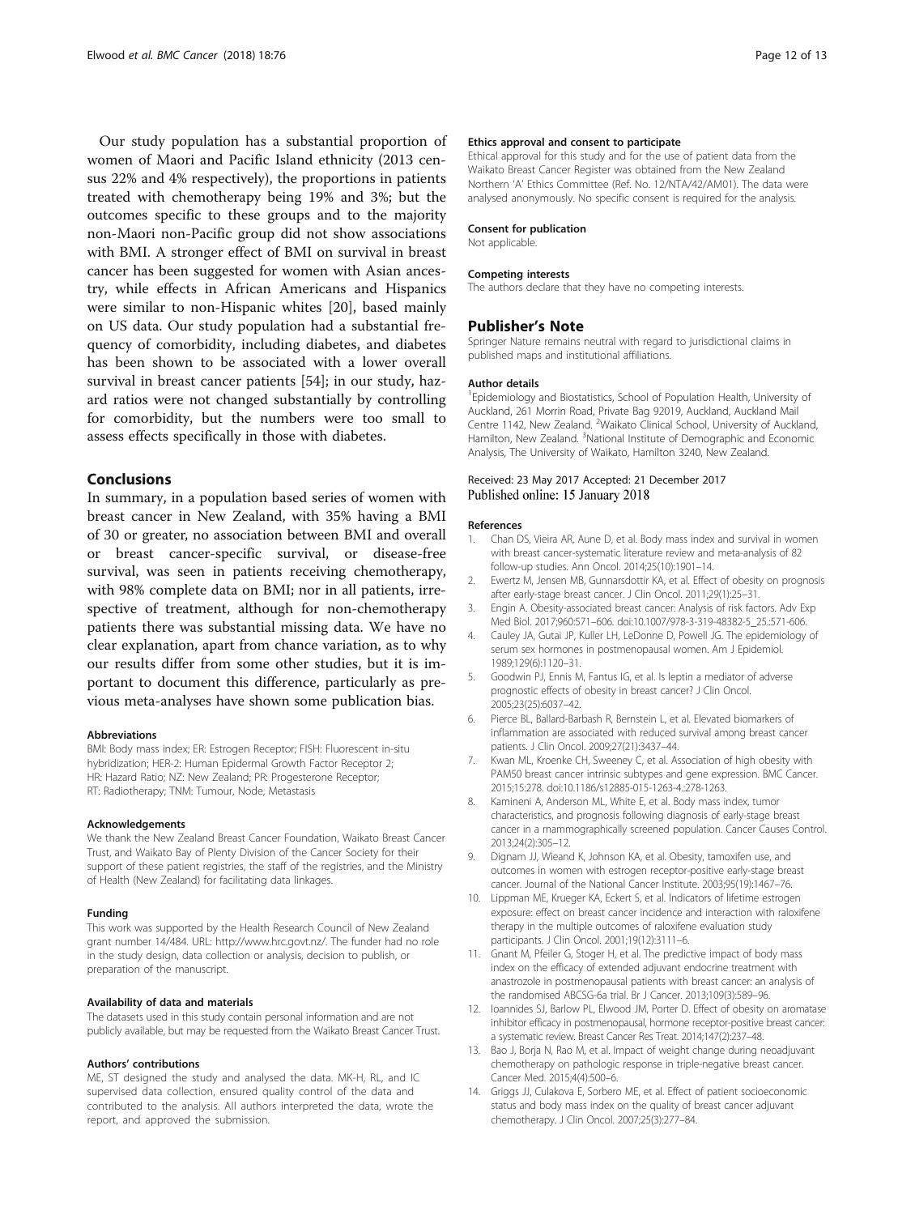Our study population has a substantial proportion of women of Maori and Pacific Island ethnicity (2013 census 22% and 4% respectively), the proportions in patients treated with chemotherapy being 19% and 3%; but the outcomes specific to these groups and to the majority non-Maori non-Pacific group did not show associations with BMI. A stronger effect of BMI on survival in breast cancer has been suggested for women with Asian ancestry, while effects in African Americans and Hispanics were similar to non-Hispanic whites [20], based mainly on US data. Our study population had a substantial frequency of comorbidity, including diabetes, and diabetes has been shown to be associated with a lower overall survival in breast cancer patients [54]; in our study, hazard ratios were not changed substantially by controlling for comorbidity, but the numbers were too small to assess effects specifically in those with diabetes.

## Conclusions

In summary, in a population based series of women with breast cancer in New Zealand, with 35% having a BMI of 30 or greater, no association between BMI and overall or breast cancer-specific survival, or disease-free survival, was seen in patients receiving chemotherapy, with 98% complete data on BMI; nor in all patients, irrespective of treatment, although for non-chemotherapy patients there was substantial missing data. We have no clear explanation, apart from chance variation, as to why our results differ from some other studies, but it is important to document this difference, particularly as previous meta-analyses have shown some publication bias.

#### Abbreviations

BMI: Body mass index; ER: Estrogen Receptor; FISH: Fluorescent in-situ hybridization; HER-2: Human Epidermal Growth Factor Receptor 2; HR: Hazard Ratio; NZ: New Zealand; PR: Progesterone Receptor; RT: Radiotherapy; TNM: Tumour, Node, Metastasis

#### Acknowledgements

We thank the New Zealand Breast Cancer Foundation, Waikato Breast Cancer Trust, and Waikato Bay of Plenty Division of the Cancer Society for their support of these patient registries, the staff of the registries, and the Ministry of Health (New Zealand) for facilitating data linkages.

#### Funding

This work was supported by the Health Research Council of New Zealand grant number 14/484. URL: http://www.hrc.govt.nz/. The funder had no role in the study design, data collection or analysis, decision to publish, or preparation of the manuscript.

#### Availability of data and materials

The datasets used in this study contain personal information and are not publicly available, but may be requested from the Waikato Breast Cancer Trust.

#### Authors' contributions

ME, ST designed the study and analysed the data. MK-H, RL, and IC supervised data collection, ensured quality control of the data and contributed to the analysis. All authors interpreted the data, wrote the report, and approved the submission.

#### Ethics approval and consent to participate

Ethical approval for this study and for the use of patient data from the Waikato Breast Cancer Register was obtained from the New Zealand Northern 'A' Ethics Committee (Ref. No. 12/NTA/42/AM01). The data were analysed anonymously. No specific consent is required for the analysis.

#### Consent for publication

Not applicable.

#### Competing interests

The authors declare that they have no competing interests.

## Publisher's Note

Springer Nature remains neutral with regard to jurisdictional claims in published maps and institutional affiliations.

#### Author details

[1]Epidemiology and Biostatistics, School of Population Health, University of Auckland, 261 Morrin Road, Private Bag 92019, Auckland, Auckland Mail Centre 1142, New Zealand. [2]Waikato Clinical School, University of Auckland, Hamilton, New Zealand. [3]National Institute of Demographic and Economic Analysis, The University of Waikato, Hamilton 3240, New Zealand.

Received: 23 May 2017 Accepted: 21 December 2017
Published online: 15 January 2018

#### References

1. Chan DS, Vieira AR, Aune D, et al. Body mass index and survival in women with breast cancer-systematic literature review and meta-analysis of 82 follow-up studies. Ann Oncol. 2014;25(10):1901–14.
2. Ewertz M, Jensen MB, Gunnarsdottir KA, et al. Effect of obesity on prognosis after early-stage breast cancer. J Clin Oncol. 2011;29(1):25–31.
3. Engin A. Obesity-associated breast cancer: Analysis of risk factors. Adv Exp Med Biol. 2017;960:571–606. doi:10.1007/978-3-319-48382-5_25.:571-606.
4. Cauley JA, Gutai JP, Kuller LH, LeDonne D, Powell JG. The epidemiology of serum sex hormones in postmenopausal women. Am J Epidemiol. 1989;129(6):1120–31.
5. Goodwin PJ, Ennis M, Fantus IG, et al. Is leptin a mediator of adverse prognostic effects of obesity in breast cancer? J Clin Oncol. 2005;23(25):6037–42.
6. Pierce BL, Ballard-Barbash R, Bernstein L, et al. Elevated biomarkers of inflammation are associated with reduced survival among breast cancer patients. J Clin Oncol. 2009;27(21):3437–44.
7. Kwan ML, Kroenke CH, Sweeney C, et al. Association of high obesity with PAM50 breast cancer intrinsic subtypes and gene expression. BMC Cancer. 2015;15:278. doi:10.1186/s12885-015-1263-4.:278-1263.
8. Kamineni A, Anderson ML, White E, et al. Body mass index, tumor characteristics, and prognosis following diagnosis of early-stage breast cancer in a mammographically screened population. Cancer Causes Control. 2013;24(2):305–12.
9. Dignam JJ, Wieand K, Johnson KA, et al. Obesity, tamoxifen use, and outcomes in women with estrogen receptor-positive early-stage breast cancer. Journal of the National Cancer Institute. 2003;95(19):1467–76.
10. Lippman ME, Krueger KA, Eckert S, et al. Indicators of lifetime estrogen exposure: effect on breast cancer incidence and interaction with raloxifene therapy in the multiple outcomes of raloxifene evaluation study participants. J Clin Oncol. 2001;19(12):3111–6.
11. Gnant M, Pfeiler G, Stoger H, et al. The predictive impact of body mass index on the efficacy of extended adjuvant endocrine treatment with anastrozole in postmenopausal patients with breast cancer: an analysis of the randomised ABCSG-6a trial. Br J Cancer. 2013;109(3):589–96.
12. Ioannides SJ, Barlow PL, Elwood JM, Porter D. Effect of obesity on aromatase inhibitor efficacy in postmenopausal, hormone receptor-positive breast cancer: a systematic review. Breast Cancer Res Treat. 2014;147(2):237–48.
13. Bao J, Borja N, Rao M, et al. Impact of weight change during neoadjuvant chemotherapy on pathologic response in triple-negative breast cancer. Cancer Med. 2015;4(4):500–6.
14. Griggs JJ, Culakova E, Sorbero ME, et al. Effect of patient socioeconomic status and body mass index on the quality of breast cancer adjuvant chemotherapy. J Clin Oncol. 2007;25(3):277–84.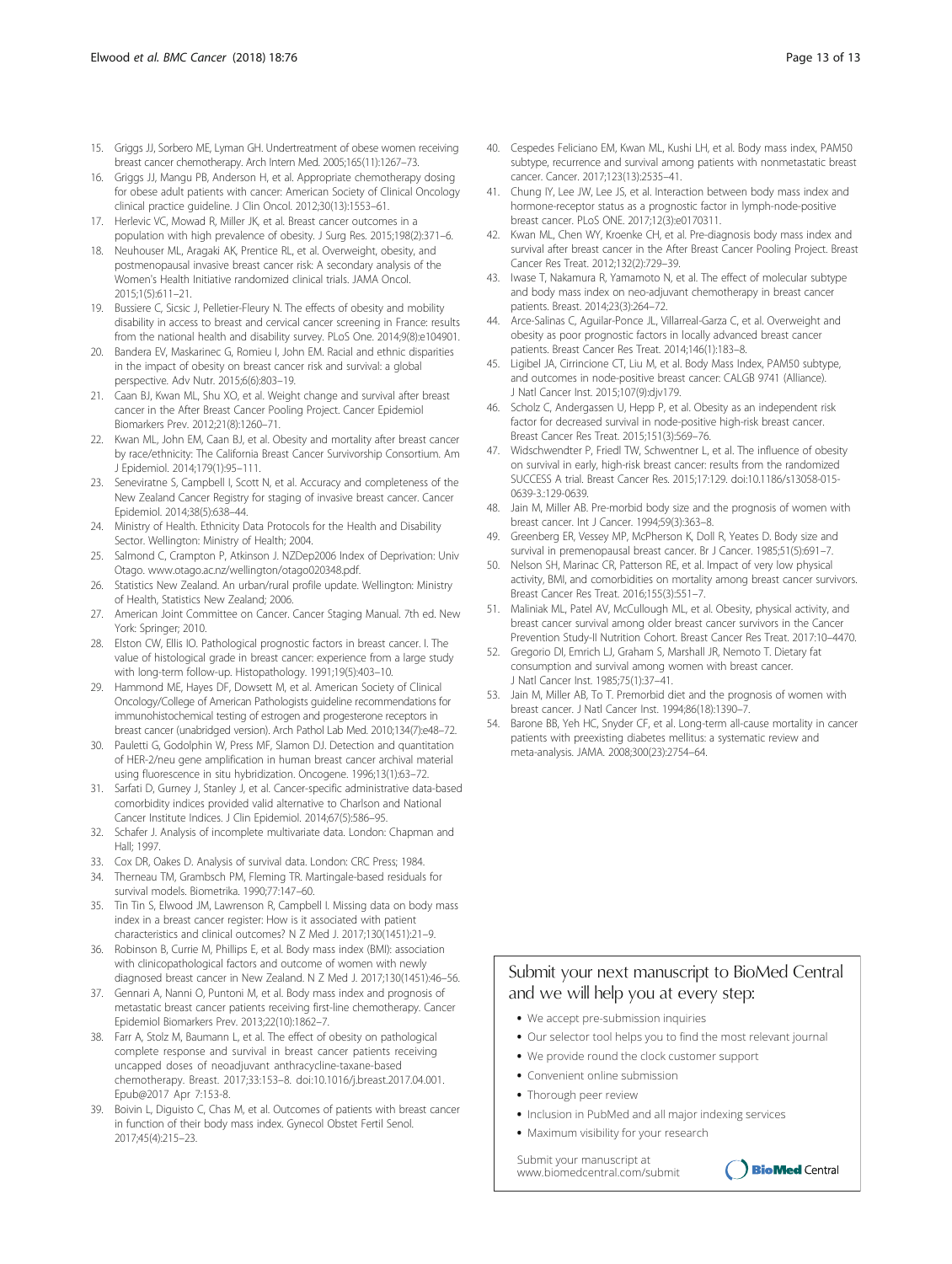15. Griggs JJ, Sorbero ME, Lyman GH. Undertreatment of obese women receiving breast cancer chemotherapy. Arch Intern Med. 2005;165(11):1267–73.
16. Griggs JJ, Mangu PB, Anderson H, et al. Appropriate chemotherapy dosing for obese adult patients with cancer: American Society of Clinical Oncology clinical practice guideline. J Clin Oncol. 2012;30(13):1553–61.
17. Herlevic VC, Mowad R, Miller JK, et al. Breast cancer outcomes in a population with high prevalence of obesity. J Surg Res. 2015;198(2):371–6.
18. Neuhouser ML, Aragaki AK, Prentice RL, et al. Overweight, obesity, and postmenopausal invasive breast cancer risk: A secondary analysis of the Women's Health Initiative randomized clinical trials. JAMA Oncol. 2015;1(5):611–21.
19. Bussiere C, Sicsic J, Pelletier-Fleury N. The effects of obesity and mobility disability in access to breast and cervical cancer screening in France: results from the national health and disability survey. PLoS One. 2014;9(8):e104901.
20. Bandera EV, Maskarinec G, Romieu I, John EM. Racial and ethnic disparities in the impact of obesity on breast cancer risk and survival: a global perspective. Adv Nutr. 2015;6(6):803–19.
21. Caan BJ, Kwan ML, Shu XO, et al. Weight change and survival after breast cancer in the After Breast Cancer Pooling Project. Cancer Epidemiol Biomarkers Prev. 2012;21(8):1260–71.
22. Kwan ML, John EM, Caan BJ, et al. Obesity and mortality after breast cancer by race/ethnicity: The California Breast Cancer Survivorship Consortium. Am J Epidemiol. 2014;179(1):95–111.
23. Seneviratne S, Campbell I, Scott N, et al. Accuracy and completeness of the New Zealand Cancer Registry for staging of invasive breast cancer. Cancer Epidemiol. 2014;38(5):638–44.
24. Ministry of Health. Ethnicity Data Protocols for the Health and Disability Sector. Wellington: Ministry of Health; 2004.
25. Salmond C, Crampton P, Atkinson J. NZDep2006 Index of Deprivation: Univ Otago. www.otago.ac.nz/wellington/otago020348.pdf.
26. Statistics New Zealand. An urban/rural profile update. Wellington: Ministry of Health, Statistics New Zealand; 2006.
27. American Joint Committee on Cancer. Cancer Staging Manual. 7th ed. New York: Springer; 2010.
28. Elston CW, Ellis IO. Pathological prognostic factors in breast cancer. I. The value of histological grade in breast cancer: experience from a large study with long-term follow-up. Histopathology. 1991;19(5):403–10.
29. Hammond ME, Hayes DF, Dowsett M, et al. American Society of Clinical Oncology/College of American Pathologists guideline recommendations for immunohistochemical testing of estrogen and progesterone receptors in breast cancer (unabridged version). Arch Pathol Lab Med. 2010;134(7):e48–72.
30. Pauletti G, Godolphin W, Press MF, Slamon DJ. Detection and quantitation of HER-2/neu gene amplification in human breast cancer archival material using fluorescence in situ hybridization. Oncogene. 1996;13(1):63–72.
31. Sarfati D, Gurney J, Stanley J, et al. Cancer-specific administrative data-based comorbidity indices provided valid alternative to Charlson and National Cancer Institute Indices. J Clin Epidemiol. 2014;67(5):586–95.
32. Schafer J. Analysis of incomplete multivariate data. London: Chapman and Hall; 1997.
33. Cox DR, Oakes D. Analysis of survival data. London: CRC Press; 1984.
34. Therneau TM, Grambsch PM, Fleming TR. Martingale-based residuals for survival models. Biometrika. 1990;77:147–60.
35. Tin Tin S, Elwood JM, Lawrenson R, Campbell I. Missing data on body mass index in a breast cancer register: How is it associated with patient characteristics and clinical outcomes? N Z Med J. 2017;130(1451):21–9.
36. Robinson B, Currie M, Phillips E, et al. Body mass index (BMI): association with clinicopathological factors and outcome of women with newly diagnosed breast cancer in New Zealand. N Z Med J. 2017;130(1451):46–56.
37. Gennari A, Nanni O, Puntoni M, et al. Body mass index and prognosis of metastatic breast cancer patients receiving first-line chemotherapy. Cancer Epidemiol Biomarkers Prev. 2013;22(10):1862–7.
38. Farr A, Stolz M, Baumann L, et al. The effect of obesity on pathological complete response and survival in breast cancer patients receiving uncapped doses of neoadjuvant anthracycline-taxane-based chemotherapy. Breast. 2017;33:153–8. doi:10.1016/j.breast.2017.04.001. Epub@2017 Apr 7:153-8.
39. Boivin L, Diguisto C, Chas M, et al. Outcomes of patients with breast cancer in function of their body mass index. Gynecol Obstet Fertil Senol. 2017;45(4):215–23.
40. Cespedes Feliciano EM, Kwan ML, Kushi LH, et al. Body mass index, PAM50 subtype, recurrence and survival among patients with nonmetastatic breast cancer. Cancer. 2017;123(13):2535–41.
41. Chung IY, Lee JW, Lee JS, et al. Interaction between body mass index and hormone-receptor status as a prognostic factor in lymph-node-positive breast cancer. PLoS ONE. 2017;12(3):e0170311.
42. Kwan ML, Chen WY, Kroenke CH, et al. Pre-diagnosis body mass index and survival after breast cancer in the After Breast Cancer Pooling Project. Breast Cancer Res Treat. 2012;132(2):729–39.
43. Iwase T, Nakamura R, Yamamoto N, et al. The effect of molecular subtype and body mass index on neo-adjuvant chemotherapy in breast cancer patients. Breast. 2014;23(3):264–72.
44. Arce-Salinas C, Aguilar-Ponce JL, Villarreal-Garza C, et al. Overweight and obesity as poor prognostic factors in locally advanced breast cancer patients. Breast Cancer Res Treat. 2014;146(1):183–8.
45. Ligibel JA, Cirrincione CT, Liu M, et al. Body Mass Index, PAM50 subtype, and outcomes in node-positive breast cancer: CALGB 9741 (Alliance). J Natl Cancer Inst. 2015;107(9):djv179.
46. Scholz C, Andergassen U, Hepp P, et al. Obesity as an independent risk factor for decreased survival in node-positive high-risk breast cancer. Breast Cancer Res Treat. 2015;151(3):569–76.
47. Widschwendter P, Friedl TW, Schwentner L, et al. The influence of obesity on survival in early, high-risk breast cancer: results from the randomized SUCCESS A trial. Breast Cancer Res. 2015;17:129. doi:10.1186/s13058-015-0639-3.:129-0639.
48. Jain M, Miller AB. Pre-morbid body size and the prognosis of women with breast cancer. Int J Cancer. 1994;59(3):363–8.
49. Greenberg ER, Vessey MP, McPherson K, Doll R, Yeates D. Body size and survival in premenopausal breast cancer. Br J Cancer. 1985;51(5):691–7.
50. Nelson SH, Marinac CR, Patterson RE, et al. Impact of very low physical activity, BMI, and comorbidities on mortality among breast cancer survivors. Breast Cancer Res Treat. 2016;155(3):551–7.
51. Maliniak ML, Patel AV, McCullough ML, et al. Obesity, physical activity, and breast cancer survival among older breast cancer survivors in the Cancer Prevention Study-II Nutrition Cohort. Breast Cancer Res Treat. 2017:10–4470.
52. Gregorio DI, Emrich LJ, Graham S, Marshall JR, Nemoto T. Dietary fat consumption and survival among women with breast cancer. J Natl Cancer Inst. 1985;75(1):37–41.
53. Jain M, Miller AB, To T. Premorbid diet and the prognosis of women with breast cancer. J Natl Cancer Inst. 1994;86(18):1390–7.
54. Barone BB, Yeh HC, Snyder CF, et al. Long-term all-cause mortality in cancer patients with preexisting diabetes mellitus: a systematic review and meta-analysis. JAMA. 2008;300(23):2754–64.

Submit your next manuscript to BioMed Central and we will help you at every step:

- We accept pre-submission inquiries
- Our selector tool helps you to find the most relevant journal
- We provide round the clock customer support
- Convenient online submission
- Thorough peer review
- Inclusion in PubMed and all major indexing services
- Maximum visibility for your research

Submit your manuscript at
www.biomedcentral.com/submit

BioMed Central